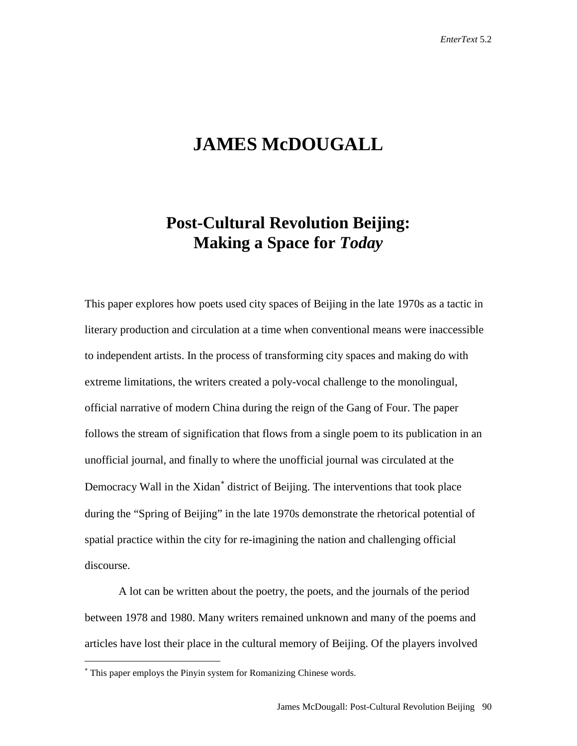# JAMES McDOUGALL

## Post-Cultural Revolution Beijing: Making a Space for *Today*

This paper explores how poets used city spaces of Beijing in the late 1970s as a tactic in literary production and circulation at a time when conventional means were inaccessible to independent artists. In the process of transforming city spaces and making do with extreme limitations, the writers created a poly-vocal challenge to the monolingual, official narrative of modern China during the reign of the Gang of Four. The paper follows the stream of signification that flows from a single poem to its publication in an unofficial journal, and finally to where the unofficial journal was circulated at the Democracy Wall in the Xidan[*] district of Beijing. The interventions that took place during the "Spring of Beijing" in the late 1970s demonstrate the rhetorical potential of spatial practice within the city for re-imagining the nation and challenging official discourse.

A lot can be written about the poetry, the poets, and the journals of the period between 1978 and 1980. Many writers remained unknown and many of the poems and articles have lost their place in the cultural memory of Beijing. Of the players involved

[*] This paper employs the Pinyin system for Romanizing Chinese words.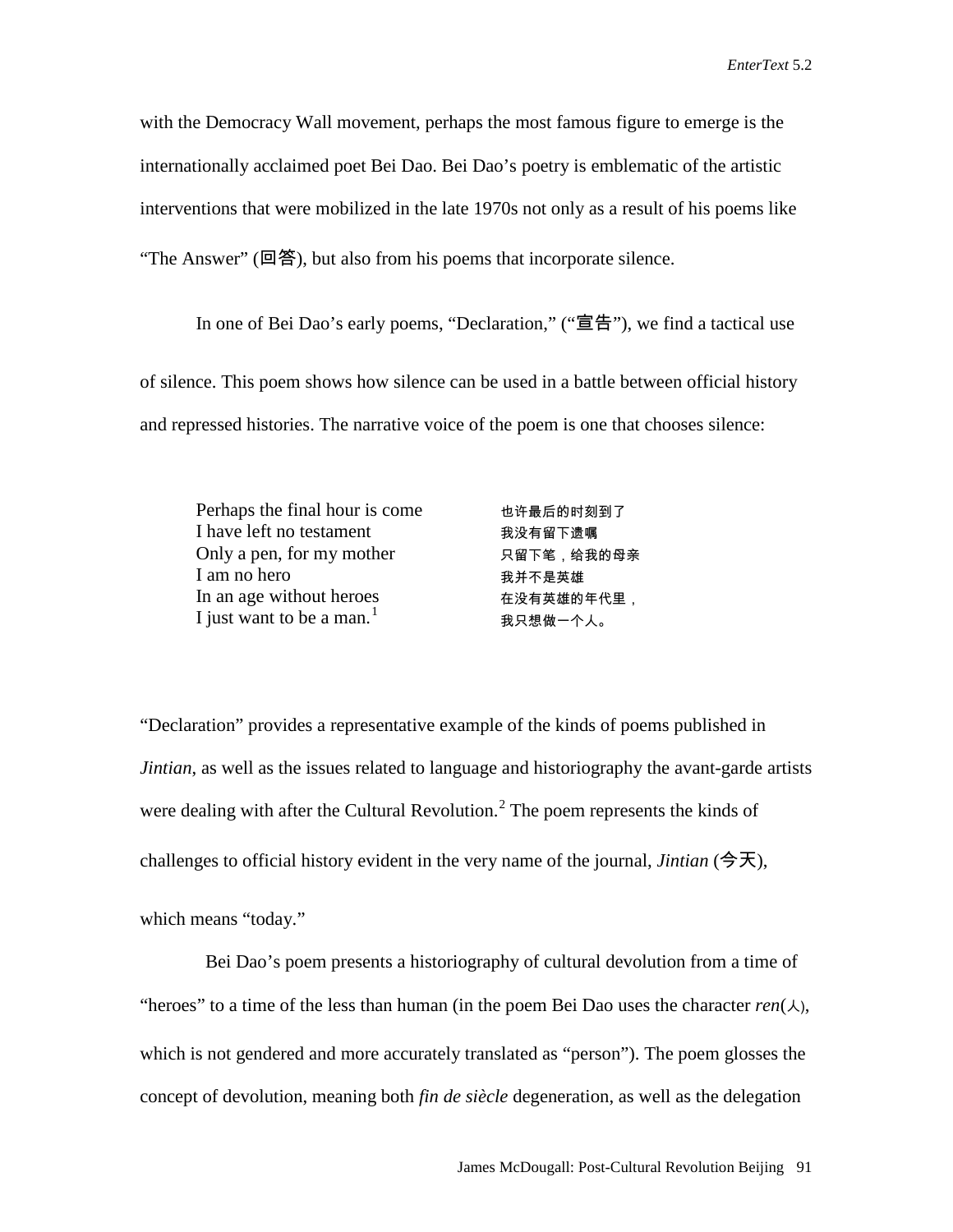with the Democracy Wall movement, perhaps the most famous figure to emerge is the internationally acclaimed poet Bei Dao. Bei Dao's poetry is emblematic of the artistic interventions that were mobilized in the late 1970s not only as a result of his poems like "The Answer" (回答), but also from his poems that incorporate silence.

In one of Bei Dao's early poems, "Declaration," ("宣告"), we find a tactical use of silence. This poem shows how silence can be used in a battle between official history and repressed histories. The narrative voice of the poem is one that chooses silence:

| | |
|---|---|
| Perhaps the final hour is come | 也许最后的时刻到了 |
| I have left no testament | 我没有留下遗嘱 |
| Only a pen, for my mother | 只留下笔，给我的母亲 |
| I am no hero | 我并不是英雄 |
| In an age without heroes | 在没有英雄的年代里， |
| I just want to be a man.[1] | 我只想做一个人。 |

"Declaration" provides a representative example of the kinds of poems published in *Jintian*, as well as the issues related to language and historiography the avant-garde artists were dealing with after the Cultural Revolution.[2] The poem represents the kinds of challenges to official history evident in the very name of the journal, *Jintian* (今天), which means "today."

Bei Dao's poem presents a historiography of cultural devolution from a time of "heroes" to a time of the less than human (in the poem Bei Dao uses the character *ren*(人), which is not gendered and more accurately translated as "person"). The poem glosses the concept of devolution, meaning both *fin de siècle* degeneration, as well as the delegation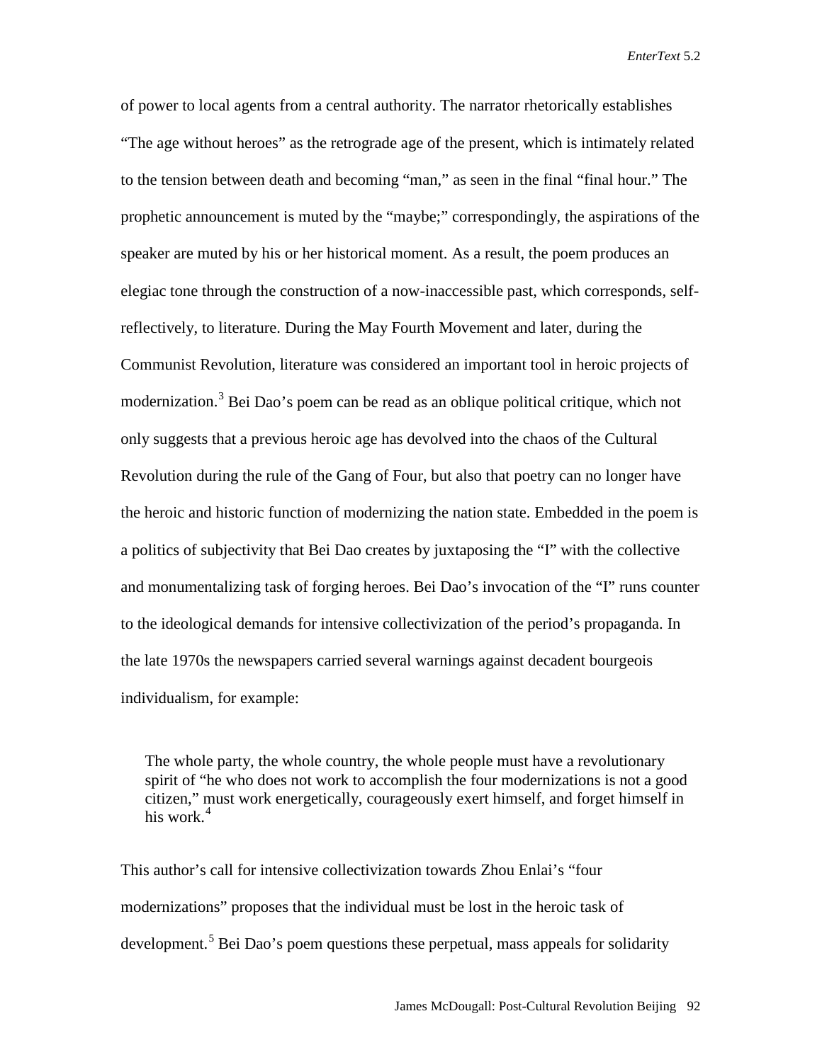of power to local agents from a central authority. The narrator rhetorically establishes "The age without heroes" as the retrograde age of the present, which is intimately related to the tension between death and becoming "man," as seen in the final "final hour." The prophetic announcement is muted by the "maybe;" correspondingly, the aspirations of the speaker are muted by his or her historical moment. As a result, the poem produces an elegiac tone through the construction of a now-inaccessible past, which corresponds, self-reflectively, to literature. During the May Fourth Movement and later, during the Communist Revolution, literature was considered an important tool in heroic projects of modernization.[3] Bei Dao's poem can be read as an oblique political critique, which not only suggests that a previous heroic age has devolved into the chaos of the Cultural Revolution during the rule of the Gang of Four, but also that poetry can no longer have the heroic and historic function of modernizing the nation state. Embedded in the poem is a politics of subjectivity that Bei Dao creates by juxtaposing the "I" with the collective and monumentalizing task of forging heroes. Bei Dao's invocation of the "I" runs counter to the ideological demands for intensive collectivization of the period's propaganda. In the late 1970s the newspapers carried several warnings against decadent bourgeois individualism, for example:

> The whole party, the whole country, the whole people must have a revolutionary spirit of "he who does not work to accomplish the four modernizations is not a good citizen," must work energetically, courageously exert himself, and forget himself in his work.[4]

This author's call for intensive collectivization towards Zhou Enlai's "four modernizations" proposes that the individual must be lost in the heroic task of development.[5] Bei Dao's poem questions these perpetual, mass appeals for solidarity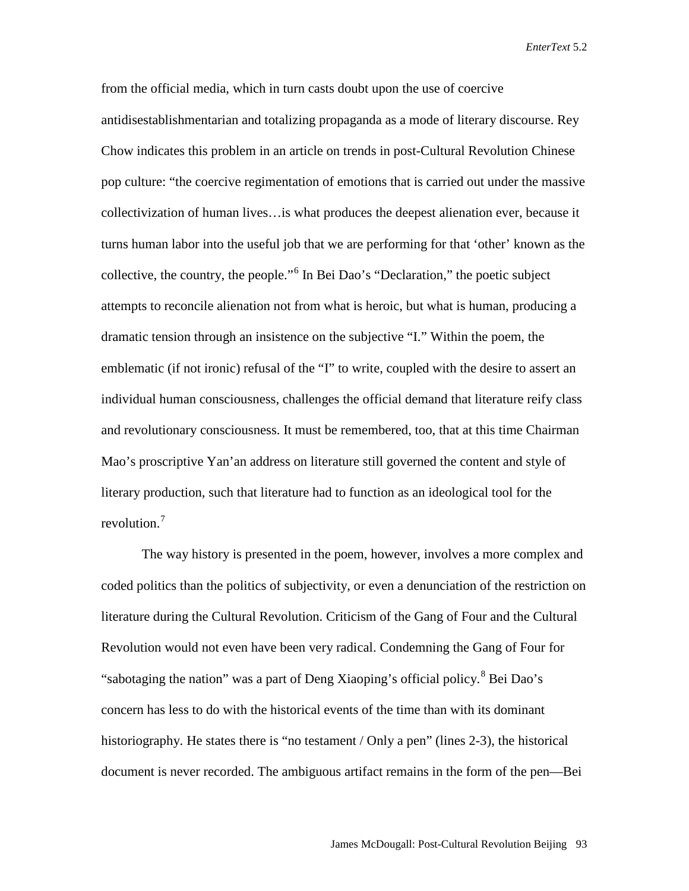from the official media, which in turn casts doubt upon the use of coercive antidisestablishmentarian and totalizing propaganda as a mode of literary discourse. Rey Chow indicates this problem in an article on trends in post-Cultural Revolution Chinese pop culture: "the coercive regimentation of emotions that is carried out under the massive collectivization of human lives…is what produces the deepest alienation ever, because it turns human labor into the useful job that we are performing for that 'other' known as the collective, the country, the people."[6] In Bei Dao's "Declaration," the poetic subject attempts to reconcile alienation not from what is heroic, but what is human, producing a dramatic tension through an insistence on the subjective "I." Within the poem, the emblematic (if not ironic) refusal of the "I" to write, coupled with the desire to assert an individual human consciousness, challenges the official demand that literature reify class and revolutionary consciousness. It must be remembered, too, that at this time Chairman Mao's proscriptive Yan'an address on literature still governed the content and style of literary production, such that literature had to function as an ideological tool for the revolution.[7]

The way history is presented in the poem, however, involves a more complex and coded politics than the politics of subjectivity, or even a denunciation of the restriction on literature during the Cultural Revolution. Criticism of the Gang of Four and the Cultural Revolution would not even have been very radical. Condemning the Gang of Four for "sabotaging the nation" was a part of Deng Xiaoping's official policy.[8] Bei Dao's concern has less to do with the historical events of the time than with its dominant historiography. He states there is "no testament / Only a pen" (lines 2-3), the historical document is never recorded. The ambiguous artifact remains in the form of the pen—Bei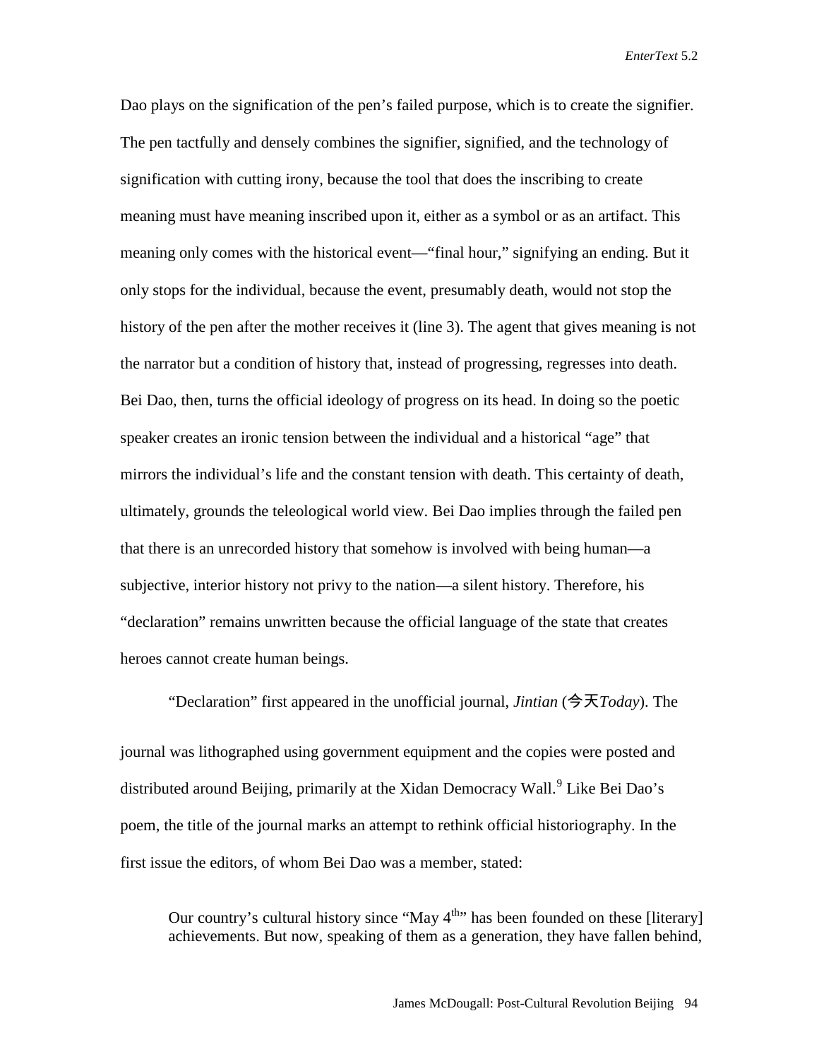Dao plays on the signification of the pen's failed purpose, which is to create the signifier. The pen tactfully and densely combines the signifier, signified, and the technology of signification with cutting irony, because the tool that does the inscribing to create meaning must have meaning inscribed upon it, either as a symbol or as an artifact. This meaning only comes with the historical event—"final hour," signifying an ending. But it only stops for the individual, because the event, presumably death, would not stop the history of the pen after the mother receives it (line 3). The agent that gives meaning is not the narrator but a condition of history that, instead of progressing, regresses into death. Bei Dao, then, turns the official ideology of progress on its head. In doing so the poetic speaker creates an ironic tension between the individual and a historical "age" that mirrors the individual's life and the constant tension with death. This certainty of death, ultimately, grounds the teleological world view. Bei Dao implies through the failed pen that there is an unrecorded history that somehow is involved with being human—a subjective, interior history not privy to the nation—a silent history. Therefore, his "declaration" remains unwritten because the official language of the state that creates heroes cannot create human beings.

"Declaration" first appeared in the unofficial journal, *Jintian* (今天*Today*). The journal was lithographed using government equipment and the copies were posted and distributed around Beijing, primarily at the Xidan Democracy Wall.[9] Like Bei Dao's poem, the title of the journal marks an attempt to rethink official historiography. In the first issue the editors, of whom Bei Dao was a member, stated:

> Our country's cultural history since "May 4th" has been founded on these [literary] achievements. But now, speaking of them as a generation, they have fallen behind,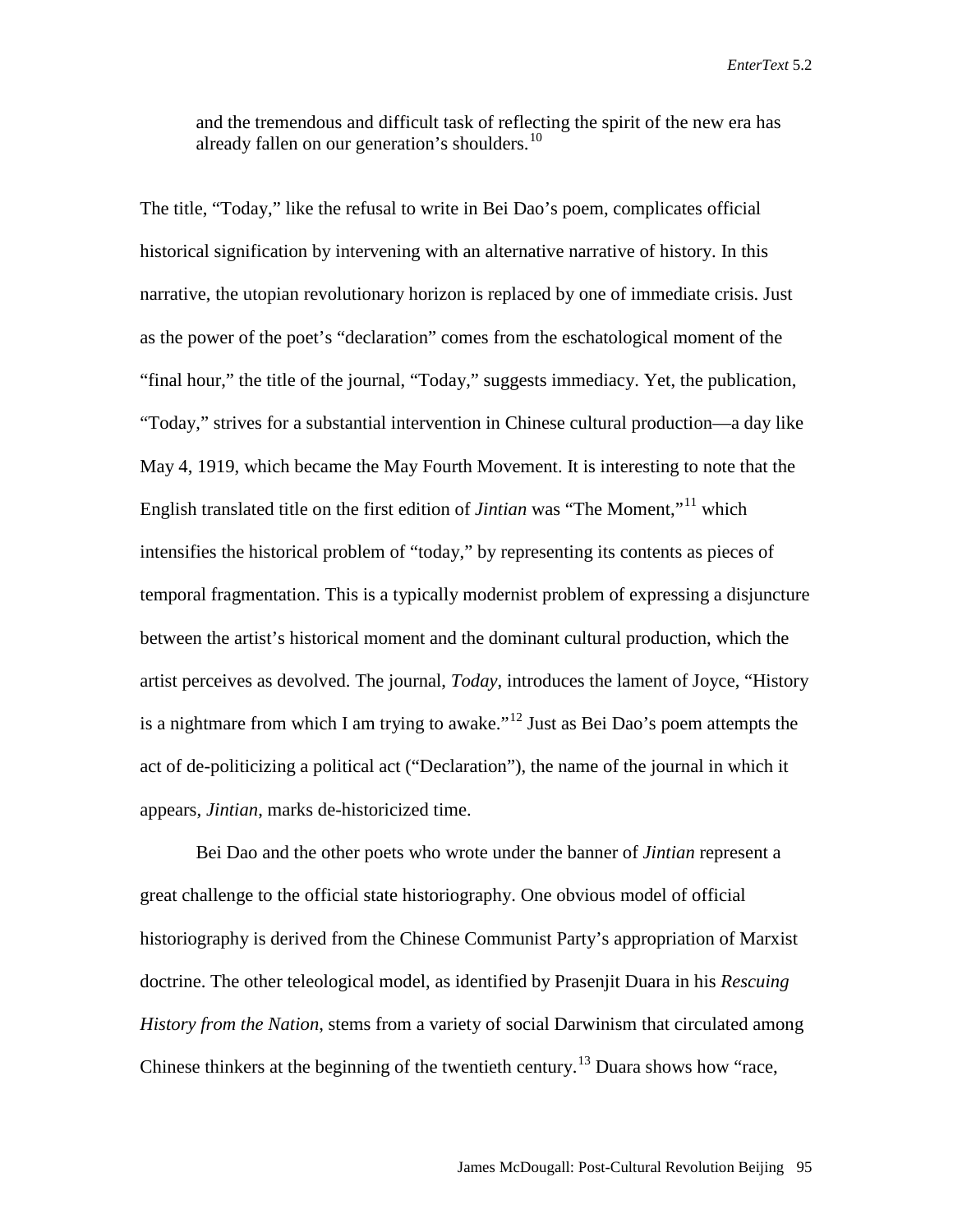> and the tremendous and difficult task of reflecting the spirit of the new era has already fallen on our generation's shoulders.[10]

The title, "Today," like the refusal to write in Bei Dao's poem, complicates official historical signification by intervening with an alternative narrative of history. In this narrative, the utopian revolutionary horizon is replaced by one of immediate crisis. Just as the power of the poet's "declaration" comes from the eschatological moment of the "final hour," the title of the journal, "Today," suggests immediacy. Yet, the publication, "Today," strives for a substantial intervention in Chinese cultural production—a day like May 4, 1919, which became the May Fourth Movement. It is interesting to note that the English translated title on the first edition of *Jintian* was "The Moment,"[11] which intensifies the historical problem of "today," by representing its contents as pieces of temporal fragmentation. This is a typically modernist problem of expressing a disjuncture between the artist's historical moment and the dominant cultural production, which the artist perceives as devolved. The journal, *Today*, introduces the lament of Joyce, "History is a nightmare from which I am trying to awake."[12] Just as Bei Dao's poem attempts the act of de-politicizing a political act ("Declaration"), the name of the journal in which it appears, *Jintian*, marks de-historicized time.

Bei Dao and the other poets who wrote under the banner of *Jintian* represent a great challenge to the official state historiography. One obvious model of official historiography is derived from the Chinese Communist Party's appropriation of Marxist doctrine. The other teleological model, as identified by Prasenjit Duara in his *Rescuing History from the Nation*, stems from a variety of social Darwinism that circulated among Chinese thinkers at the beginning of the twentieth century.[13] Duara shows how "race,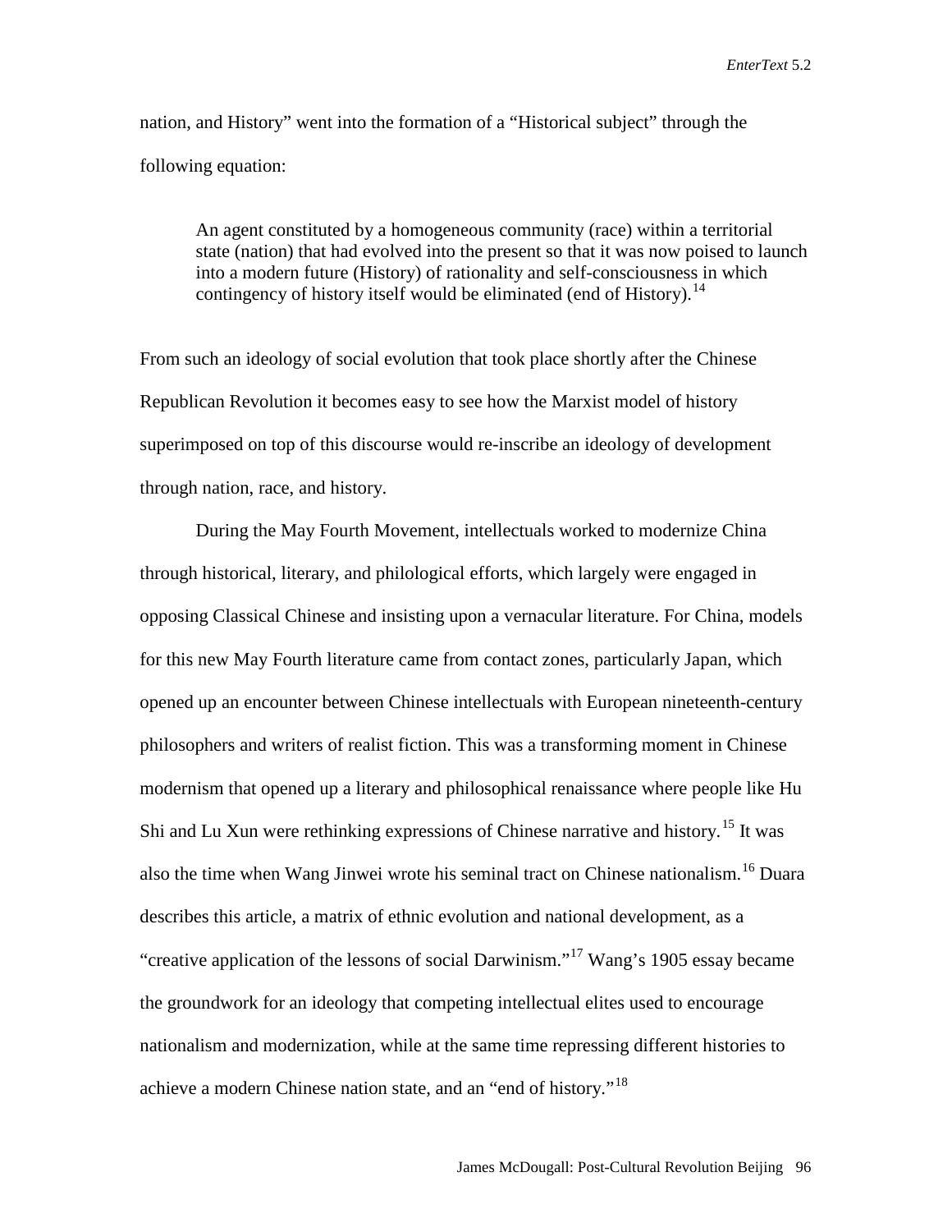nation, and History" went into the formation of a "Historical subject" through the following equation:

> An agent constituted by a homogeneous community (race) within a territorial state (nation) that had evolved into the present so that it was now poised to launch into a modern future (History) of rationality and self-consciousness in which contingency of history itself would be eliminated (end of History).[14]

From such an ideology of social evolution that took place shortly after the Chinese Republican Revolution it becomes easy to see how the Marxist model of history superimposed on top of this discourse would re-inscribe an ideology of development through nation, race, and history.

During the May Fourth Movement, intellectuals worked to modernize China through historical, literary, and philological efforts, which largely were engaged in opposing Classical Chinese and insisting upon a vernacular literature. For China, models for this new May Fourth literature came from contact zones, particularly Japan, which opened up an encounter between Chinese intellectuals with European nineteenth-century philosophers and writers of realist fiction. This was a transforming moment in Chinese modernism that opened up a literary and philosophical renaissance where people like Hu Shi and Lu Xun were rethinking expressions of Chinese narrative and history.[15] It was also the time when Wang Jinwei wrote his seminal tract on Chinese nationalism.[16] Duara describes this article, a matrix of ethnic evolution and national development, as a "creative application of the lessons of social Darwinism."[17] Wang's 1905 essay became the groundwork for an ideology that competing intellectual elites used to encourage nationalism and modernization, while at the same time repressing different histories to achieve a modern Chinese nation state, and an "end of history."[18]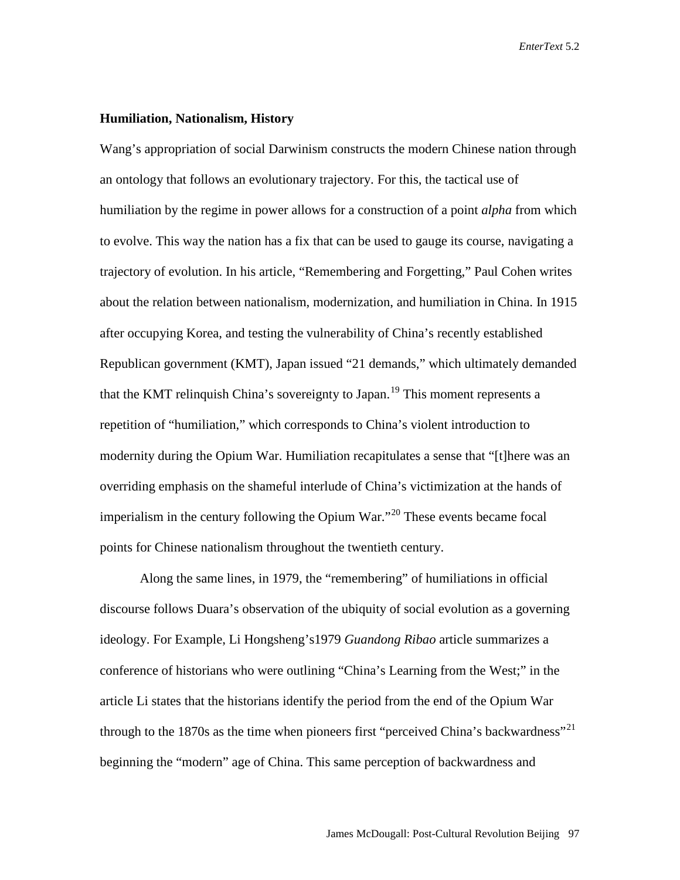### Humiliation, Nationalism, History

Wang's appropriation of social Darwinism constructs the modern Chinese nation through an ontology that follows an evolutionary trajectory. For this, the tactical use of humiliation by the regime in power allows for a construction of a point *alpha* from which to evolve. This way the nation has a fix that can be used to gauge its course, navigating a trajectory of evolution. In his article, "Remembering and Forgetting," Paul Cohen writes about the relation between nationalism, modernization, and humiliation in China. In 1915 after occupying Korea, and testing the vulnerability of China's recently established Republican government (KMT), Japan issued "21 demands," which ultimately demanded that the KMT relinquish China's sovereignty to Japan.[19] This moment represents a repetition of "humiliation," which corresponds to China's violent introduction to modernity during the Opium War. Humiliation recapitulates a sense that "[t]here was an overriding emphasis on the shameful interlude of China's victimization at the hands of imperialism in the century following the Opium War."[20] These events became focal points for Chinese nationalism throughout the twentieth century.

Along the same lines, in 1979, the "remembering" of humiliations in official discourse follows Duara's observation of the ubiquity of social evolution as a governing ideology. For Example, Li Hongsheng's1979 *Guandong Ribao* article summarizes a conference of historians who were outlining "China's Learning from the West;" in the article Li states that the historians identify the period from the end of the Opium War through to the 1870s as the time when pioneers first "perceived China's backwardness"[21] beginning the "modern" age of China. This same perception of backwardness and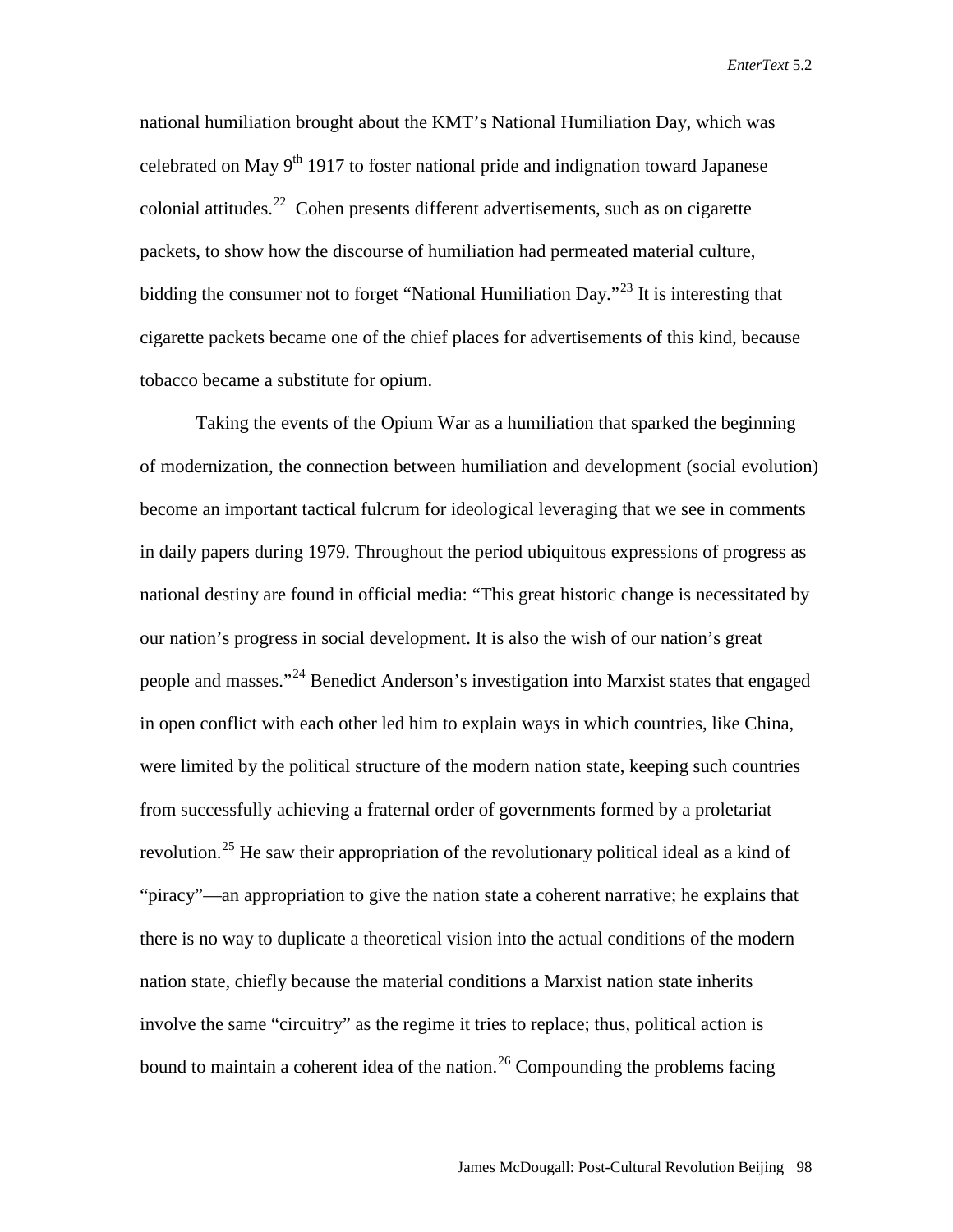national humiliation brought about the KMT's National Humiliation Day, which was celebrated on May 9th 1917 to foster national pride and indignation toward Japanese colonial attitudes.[22] Cohen presents different advertisements, such as on cigarette packets, to show how the discourse of humiliation had permeated material culture, bidding the consumer not to forget "National Humiliation Day."[23] It is interesting that cigarette packets became one of the chief places for advertisements of this kind, because tobacco became a substitute for opium.

Taking the events of the Opium War as a humiliation that sparked the beginning of modernization, the connection between humiliation and development (social evolution) become an important tactical fulcrum for ideological leveraging that we see in comments in daily papers during 1979. Throughout the period ubiquitous expressions of progress as national destiny are found in official media: "This great historic change is necessitated by our nation's progress in social development. It is also the wish of our nation's great people and masses."[24] Benedict Anderson's investigation into Marxist states that engaged in open conflict with each other led him to explain ways in which countries, like China, were limited by the political structure of the modern nation state, keeping such countries from successfully achieving a fraternal order of governments formed by a proletariat revolution.[25] He saw their appropriation of the revolutionary political ideal as a kind of "piracy"—an appropriation to give the nation state a coherent narrative; he explains that there is no way to duplicate a theoretical vision into the actual conditions of the modern nation state, chiefly because the material conditions a Marxist nation state inherits involve the same "circuitry" as the regime it tries to replace; thus, political action is bound to maintain a coherent idea of the nation.[26] Compounding the problems facing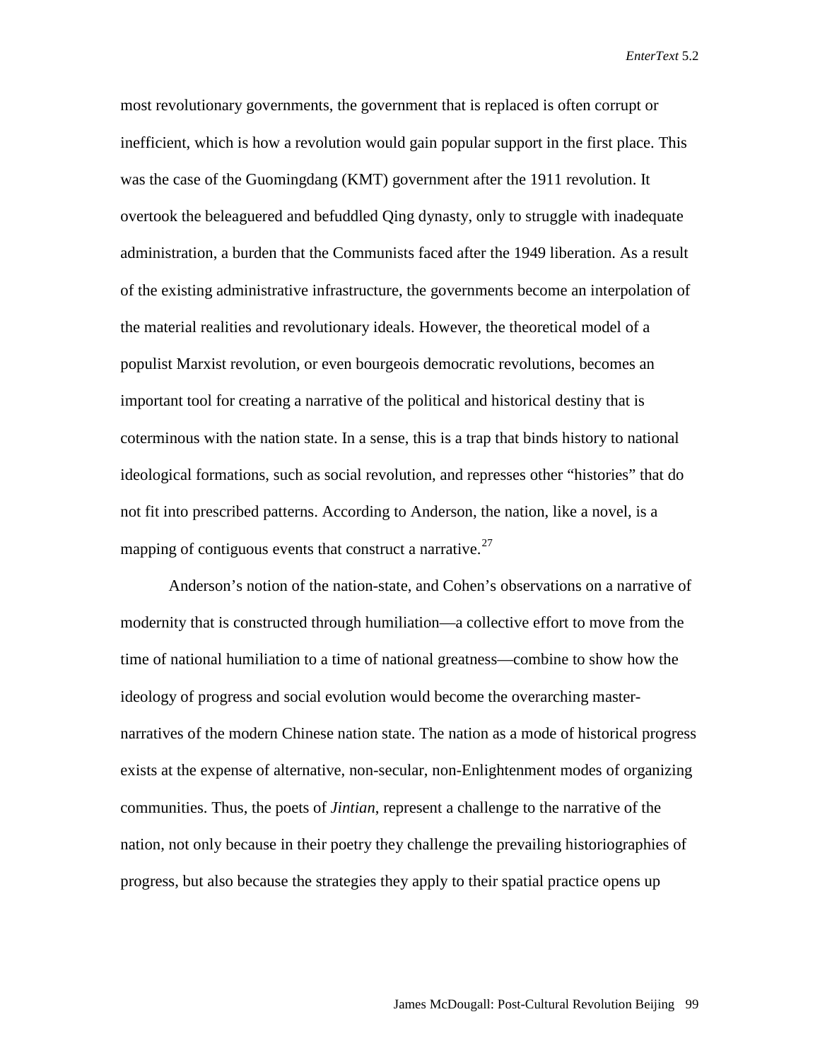most revolutionary governments, the government that is replaced is often corrupt or inefficient, which is how a revolution would gain popular support in the first place. This was the case of the Guomingdang (KMT) government after the 1911 revolution. It overtook the beleaguered and befuddled Qing dynasty, only to struggle with inadequate administration, a burden that the Communists faced after the 1949 liberation. As a result of the existing administrative infrastructure, the governments become an interpolation of the material realities and revolutionary ideals. However, the theoretical model of a populist Marxist revolution, or even bourgeois democratic revolutions, becomes an important tool for creating a narrative of the political and historical destiny that is coterminous with the nation state. In a sense, this is a trap that binds history to national ideological formations, such as social revolution, and represses other "histories" that do not fit into prescribed patterns. According to Anderson, the nation, like a novel, is a mapping of contiguous events that construct a narrative.[27]

Anderson's notion of the nation-state, and Cohen's observations on a narrative of modernity that is constructed through humiliation—a collective effort to move from the time of national humiliation to a time of national greatness—combine to show how the ideology of progress and social evolution would become the overarching master-narratives of the modern Chinese nation state. The nation as a mode of historical progress exists at the expense of alternative, non-secular, non-Enlightenment modes of organizing communities. Thus, the poets of *Jintian*, represent a challenge to the narrative of the nation, not only because in their poetry they challenge the prevailing historiographies of progress, but also because the strategies they apply to their spatial practice opens up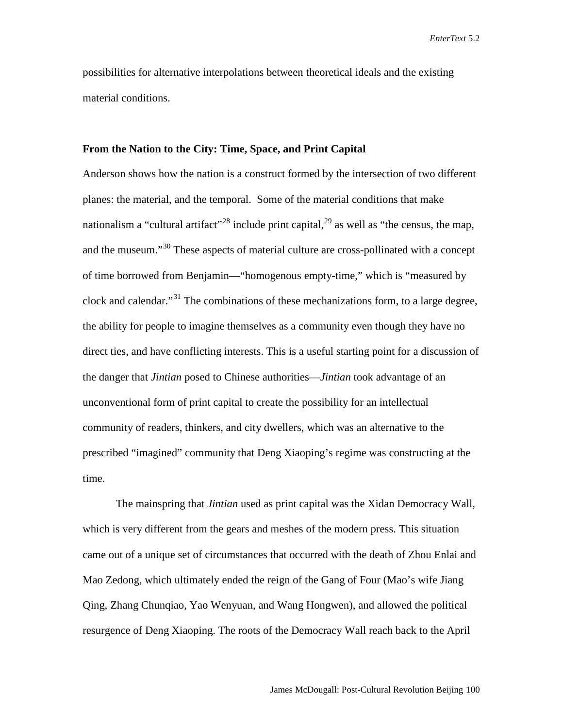possibilities for alternative interpolations between theoretical ideals and the existing material conditions.

## From the Nation to the City: Time, Space, and Print Capital

Anderson shows how the nation is a construct formed by the intersection of two different planes: the material, and the temporal. Some of the material conditions that make nationalism a "cultural artifact"[28] include print capital,[29] as well as "the census, the map, and the museum."[30] These aspects of material culture are cross-pollinated with a concept of time borrowed from Benjamin—"homogenous empty-time," which is "measured by clock and calendar."[31] The combinations of these mechanizations form, to a large degree, the ability for people to imagine themselves as a community even though they have no direct ties, and have conflicting interests. This is a useful starting point for a discussion of the danger that *Jintian* posed to Chinese authorities—*Jintian* took advantage of an unconventional form of print capital to create the possibility for an intellectual community of readers, thinkers, and city dwellers, which was an alternative to the prescribed "imagined" community that Deng Xiaoping's regime was constructing at the time.

The mainspring that *Jintian* used as print capital was the Xidan Democracy Wall, which is very different from the gears and meshes of the modern press. This situation came out of a unique set of circumstances that occurred with the death of Zhou Enlai and Mao Zedong, which ultimately ended the reign of the Gang of Four (Mao's wife Jiang Qing, Zhang Chunqiao, Yao Wenyuan, and Wang Hongwen), and allowed the political resurgence of Deng Xiaoping. The roots of the Democracy Wall reach back to the April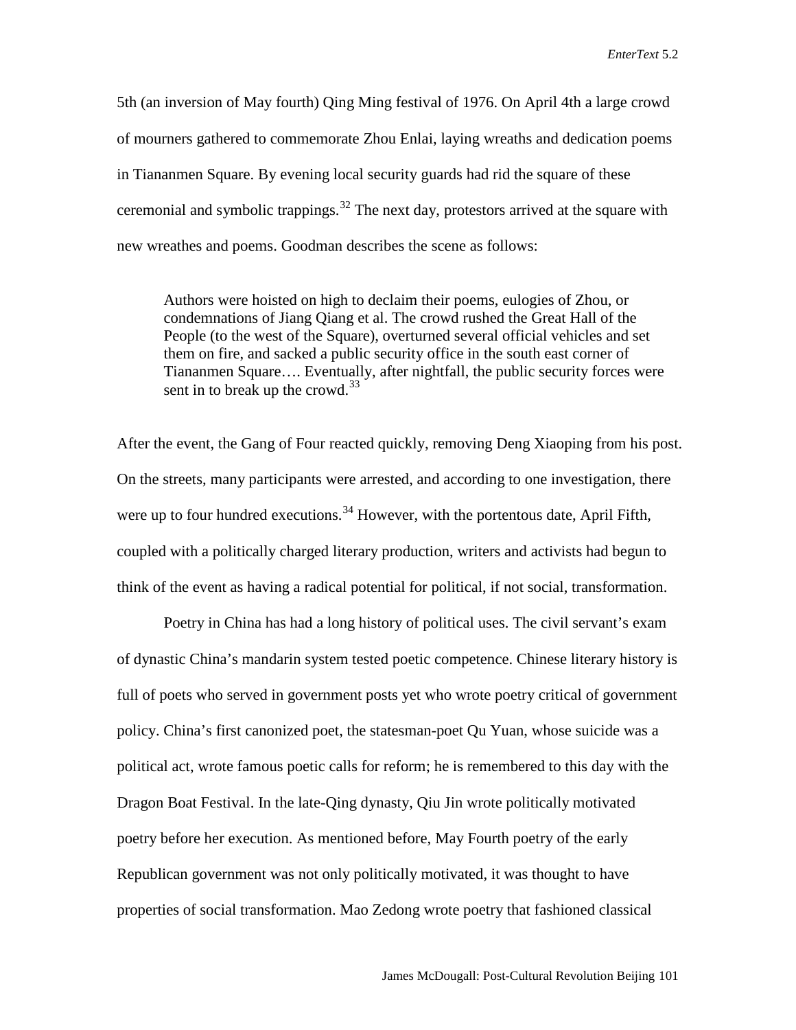5th (an inversion of May fourth) Qing Ming festival of 1976. On April 4th a large crowd of mourners gathered to commemorate Zhou Enlai, laying wreaths and dedication poems in Tiananmen Square. By evening local security guards had rid the square of these ceremonial and symbolic trappings.[32] The next day, protestors arrived at the square with new wreathes and poems. Goodman describes the scene as follows:

> Authors were hoisted on high to declaim their poems, eulogies of Zhou, or condemnations of Jiang Qiang et al. The crowd rushed the Great Hall of the People (to the west of the Square), overturned several official vehicles and set them on fire, and sacked a public security office in the south east corner of Tiananmen Square…. Eventually, after nightfall, the public security forces were sent in to break up the crowd.[33]

After the event, the Gang of Four reacted quickly, removing Deng Xiaoping from his post. On the streets, many participants were arrested, and according to one investigation, there were up to four hundred executions.[34] However, with the portentous date, April Fifth, coupled with a politically charged literary production, writers and activists had begun to think of the event as having a radical potential for political, if not social, transformation.

Poetry in China has had a long history of political uses. The civil servant's exam of dynastic China's mandarin system tested poetic competence. Chinese literary history is full of poets who served in government posts yet who wrote poetry critical of government policy. China's first canonized poet, the statesman-poet Qu Yuan, whose suicide was a political act, wrote famous poetic calls for reform; he is remembered to this day with the Dragon Boat Festival. In the late-Qing dynasty, Qiu Jin wrote politically motivated poetry before her execution. As mentioned before, May Fourth poetry of the early Republican government was not only politically motivated, it was thought to have properties of social transformation. Mao Zedong wrote poetry that fashioned classical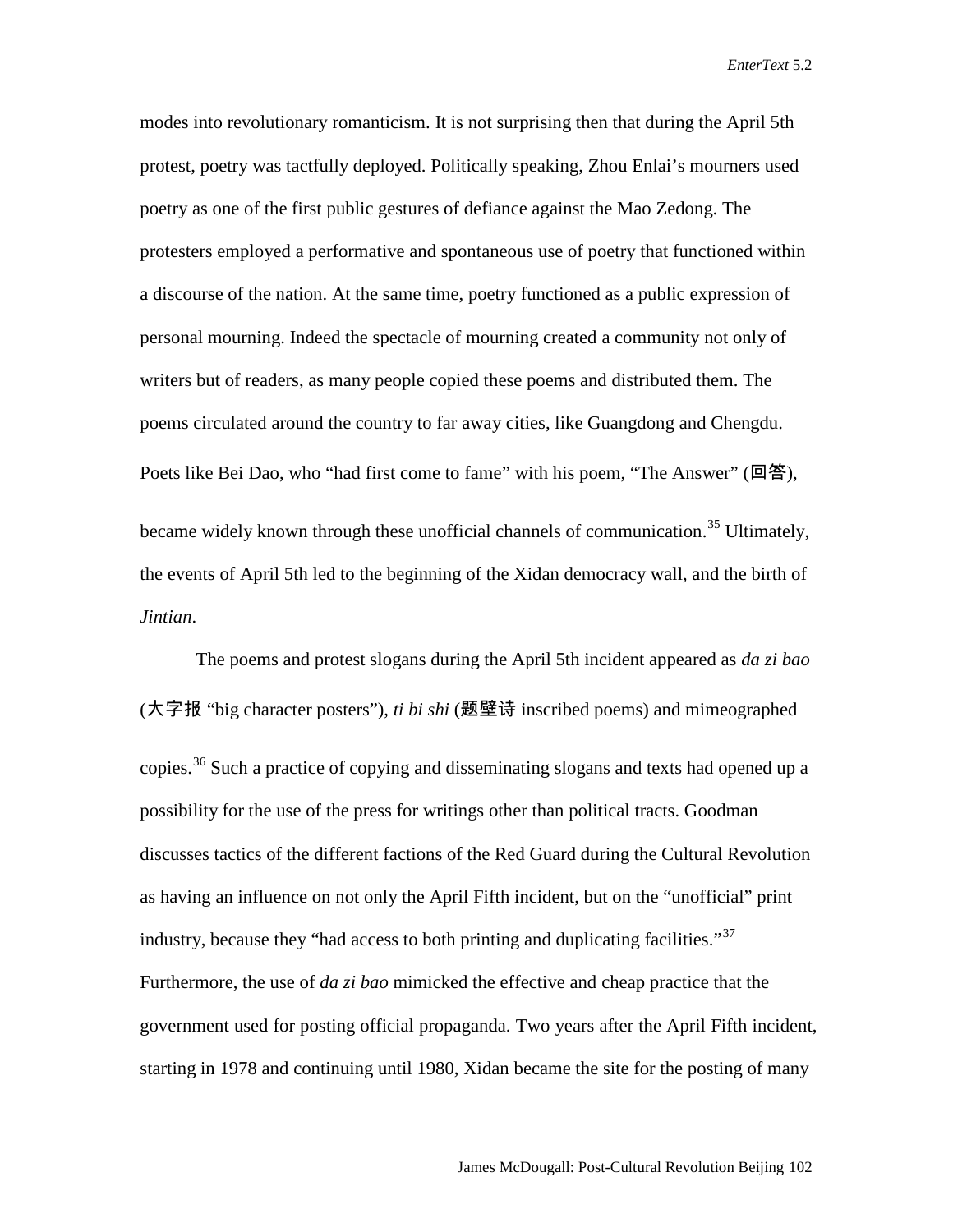modes into revolutionary romanticism. It is not surprising then that during the April 5th protest, poetry was tactfully deployed. Politically speaking, Zhou Enlai's mourners used poetry as one of the first public gestures of defiance against the Mao Zedong. The protesters employed a performative and spontaneous use of poetry that functioned within a discourse of the nation. At the same time, poetry functioned as a public expression of personal mourning. Indeed the spectacle of mourning created a community not only of writers but of readers, as many people copied these poems and distributed them. The poems circulated around the country to far away cities, like Guangdong and Chengdu. Poets like Bei Dao, who "had first come to fame" with his poem, "The Answer" (回答), became widely known through these unofficial channels of communication.[35] Ultimately, the events of April 5th led to the beginning of the Xidan democracy wall, and the birth of *Jintian*.

The poems and protest slogans during the April 5th incident appeared as *da zi bao* (大字报 "big character posters"), *ti bi shi* (题壁诗 inscribed poems) and mimeographed copies.[36] Such a practice of copying and disseminating slogans and texts had opened up a possibility for the use of the press for writings other than political tracts. Goodman discusses tactics of the different factions of the Red Guard during the Cultural Revolution as having an influence on not only the April Fifth incident, but on the "unofficial" print industry, because they "had access to both printing and duplicating facilities."[37] Furthermore, the use of *da zi bao* mimicked the effective and cheap practice that the government used for posting official propaganda. Two years after the April Fifth incident, starting in 1978 and continuing until 1980, Xidan became the site for the posting of many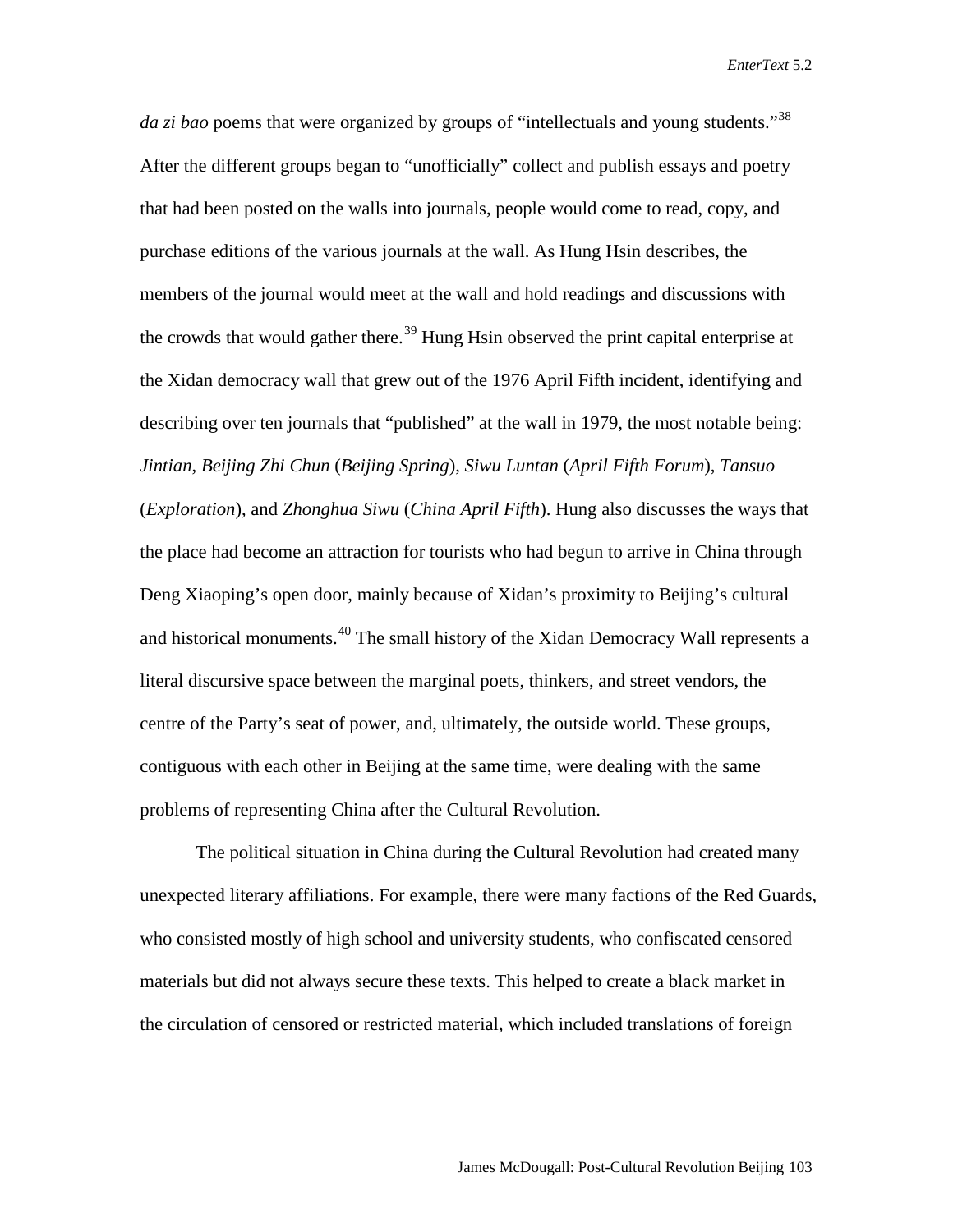*da zi bao* poems that were organized by groups of “intellectuals and young students.”[38] After the different groups began to “unofficially” collect and publish essays and poetry that had been posted on the walls into journals, people would come to read, copy, and purchase editions of the various journals at the wall. As Hung Hsin describes, the members of the journal would meet at the wall and hold readings and discussions with the crowds that would gather there.[39] Hung Hsin observed the print capital enterprise at the Xidan democracy wall that grew out of the 1976 April Fifth incident, identifying and describing over ten journals that “published” at the wall in 1979, the most notable being: *Jintian*, *Beijing Zhi Chun* (*Beijing Spring*), *Siwu Luntan* (*April Fifth Forum*), *Tansuo* (*Exploration*), and *Zhonghua Siwu* (*China April Fifth*). Hung also discusses the ways that the place had become an attraction for tourists who had begun to arrive in China through Deng Xiaoping’s open door, mainly because of Xidan’s proximity to Beijing’s cultural and historical monuments.[40] The small history of the Xidan Democracy Wall represents a literal discursive space between the marginal poets, thinkers, and street vendors, the centre of the Party’s seat of power, and, ultimately, the outside world. These groups, contiguous with each other in Beijing at the same time, were dealing with the same problems of representing China after the Cultural Revolution.

The political situation in China during the Cultural Revolution had created many unexpected literary affiliations. For example, there were many factions of the Red Guards, who consisted mostly of high school and university students, who confiscated censored materials but did not always secure these texts. This helped to create a black market in the circulation of censored or restricted material, which included translations of foreign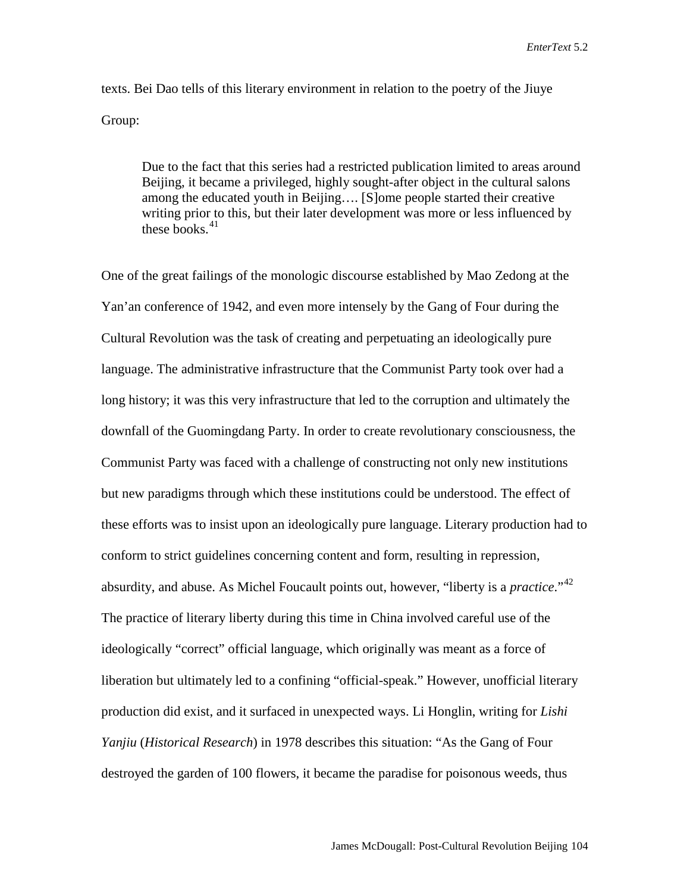texts. Bei Dao tells of this literary environment in relation to the poetry of the Jiuye Group:

> Due to the fact that this series had a restricted publication limited to areas around Beijing, it became a privileged, highly sought-after object in the cultural salons among the educated youth in Beijing…. [S]ome people started their creative writing prior to this, but their later development was more or less influenced by these books.[41]

One of the great failings of the monologic discourse established by Mao Zedong at the Yan'an conference of 1942, and even more intensely by the Gang of Four during the Cultural Revolution was the task of creating and perpetuating an ideologically pure language. The administrative infrastructure that the Communist Party took over had a long history; it was this very infrastructure that led to the corruption and ultimately the downfall of the Guomingdang Party. In order to create revolutionary consciousness, the Communist Party was faced with a challenge of constructing not only new institutions but new paradigms through which these institutions could be understood. The effect of these efforts was to insist upon an ideologically pure language. Literary production had to conform to strict guidelines concerning content and form, resulting in repression, absurdity, and abuse. As Michel Foucault points out, however, "liberty is a *practice*."[42] The practice of literary liberty during this time in China involved careful use of the ideologically "correct" official language, which originally was meant as a force of liberation but ultimately led to a confining "official-speak." However, unofficial literary production did exist, and it surfaced in unexpected ways. Li Honglin, writing for *Lishi Yanjiu* (*Historical Research*) in 1978 describes this situation: "As the Gang of Four destroyed the garden of 100 flowers, it became the paradise for poisonous weeds, thus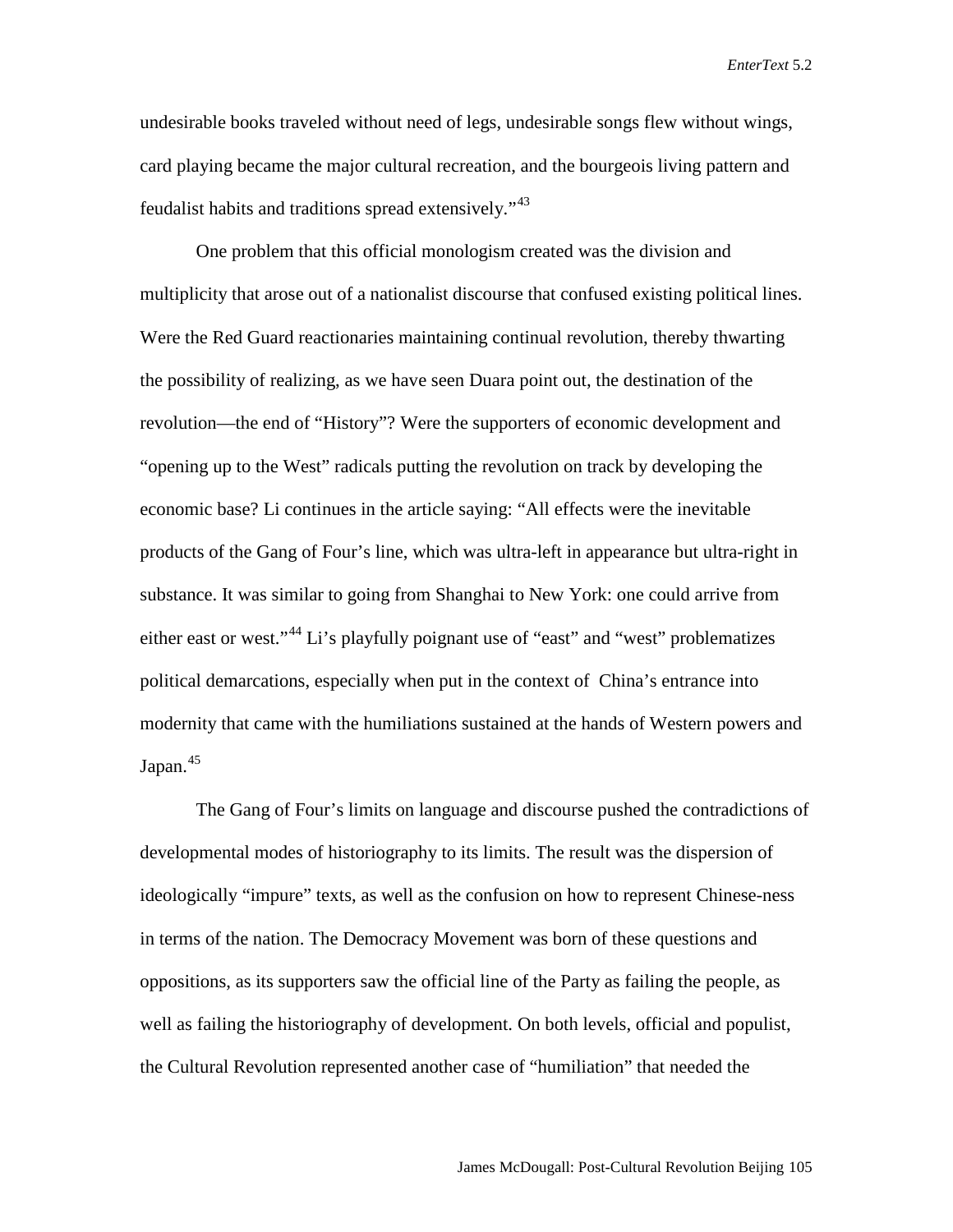undesirable books traveled without need of legs, undesirable songs flew without wings, card playing became the major cultural recreation, and the bourgeois living pattern and feudalist habits and traditions spread extensively."[43]

One problem that this official monologism created was the division and multiplicity that arose out of a nationalist discourse that confused existing political lines. Were the Red Guard reactionaries maintaining continual revolution, thereby thwarting the possibility of realizing, as we have seen Duara point out, the destination of the revolution—the end of "History"? Were the supporters of economic development and "opening up to the West" radicals putting the revolution on track by developing the economic base? Li continues in the article saying: "All effects were the inevitable products of the Gang of Four's line, which was ultra-left in appearance but ultra-right in substance. It was similar to going from Shanghai to New York: one could arrive from either east or west."[44] Li's playfully poignant use of "east" and "west" problematizes political demarcations, especially when put in the context of China's entrance into modernity that came with the humiliations sustained at the hands of Western powers and Japan.[45]

The Gang of Four's limits on language and discourse pushed the contradictions of developmental modes of historiography to its limits. The result was the dispersion of ideologically "impure" texts, as well as the confusion on how to represent Chinese-ness in terms of the nation. The Democracy Movement was born of these questions and oppositions, as its supporters saw the official line of the Party as failing the people, as well as failing the historiography of development. On both levels, official and populist, the Cultural Revolution represented another case of "humiliation" that needed the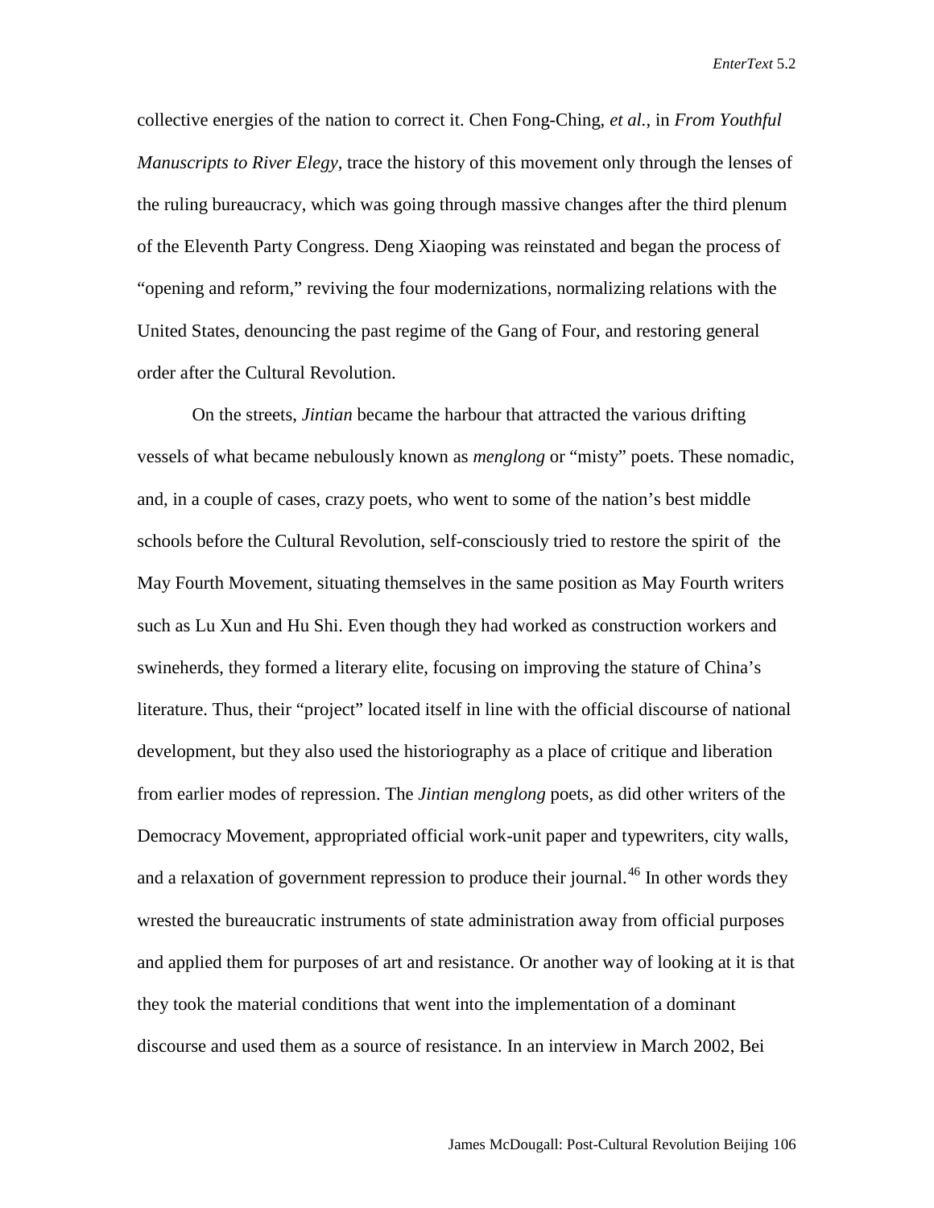collective energies of the nation to correct it. Chen Fong-Ching, *et al.*, in *From Youthful Manuscripts to River Elegy*, trace the history of this movement only through the lenses of the ruling bureaucracy, which was going through massive changes after the third plenum of the Eleventh Party Congress. Deng Xiaoping was reinstated and began the process of "opening and reform," reviving the four modernizations, normalizing relations with the United States, denouncing the past regime of the Gang of Four, and restoring general order after the Cultural Revolution.

On the streets, *Jintian* became the harbour that attracted the various drifting vessels of what became nebulously known as *menglong* or "misty" poets. These nomadic, and, in a couple of cases, crazy poets, who went to some of the nation's best middle schools before the Cultural Revolution, self-consciously tried to restore the spirit of the May Fourth Movement, situating themselves in the same position as May Fourth writers such as Lu Xun and Hu Shi. Even though they had worked as construction workers and swineherds, they formed a literary elite, focusing on improving the stature of China's literature. Thus, their "project" located itself in line with the official discourse of national development, but they also used the historiography as a place of critique and liberation from earlier modes of repression. The *Jintian menglong* poets, as did other writers of the Democracy Movement, appropriated official work-unit paper and typewriters, city walls, and a relaxation of government repression to produce their journal.[46] In other words they wrested the bureaucratic instruments of state administration away from official purposes and applied them for purposes of art and resistance. Or another way of looking at it is that they took the material conditions that went into the implementation of a dominant discourse and used them as a source of resistance. In an interview in March 2002, Bei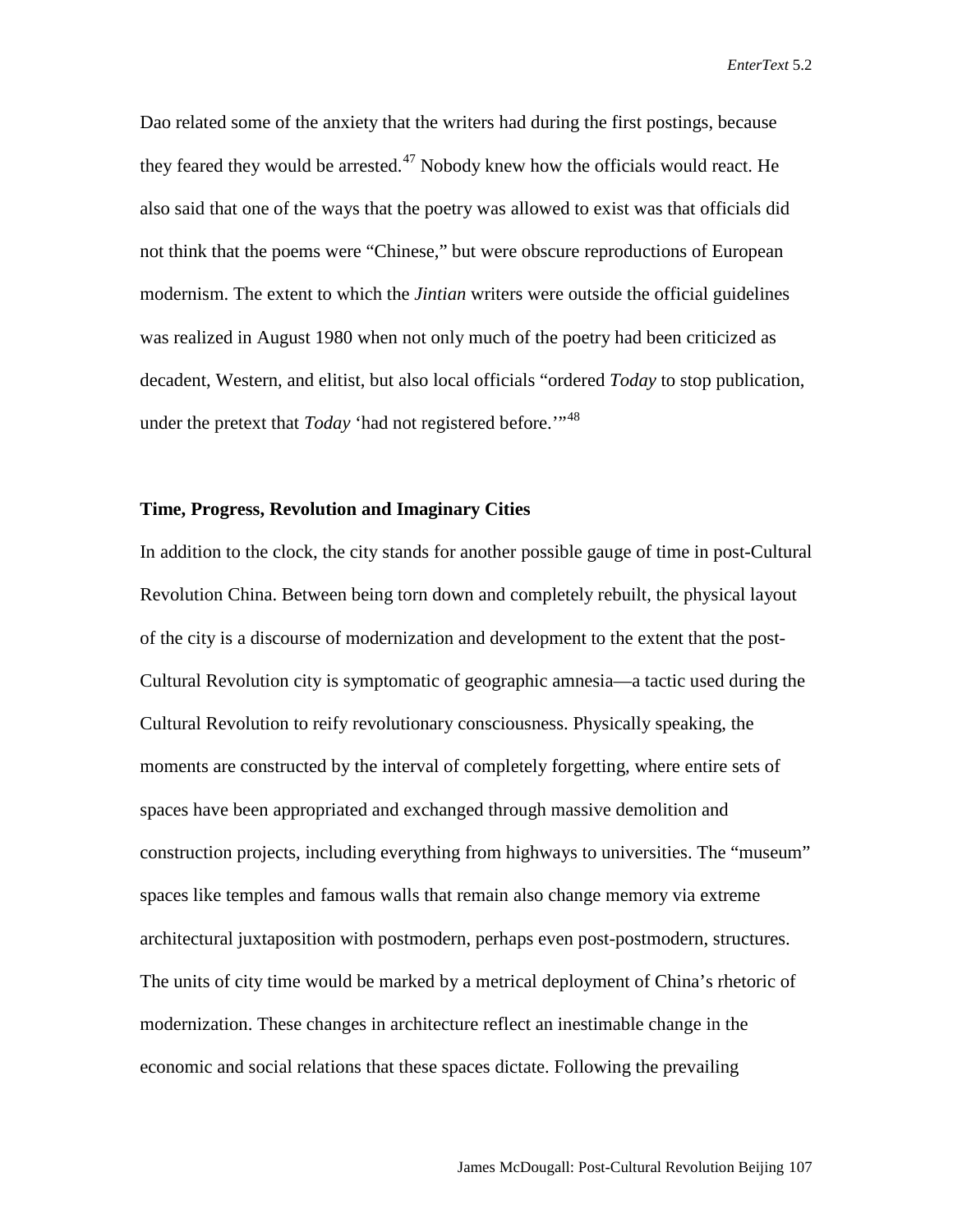Dao related some of the anxiety that the writers had during the first postings, because they feared they would be arrested.[47] Nobody knew how the officials would react. He also said that one of the ways that the poetry was allowed to exist was that officials did not think that the poems were "Chinese," but were obscure reproductions of European modernism. The extent to which the *Jintian* writers were outside the official guidelines was realized in August 1980 when not only much of the poetry had been criticized as decadent, Western, and elitist, but also local officials "ordered *Today* to stop publication, under the pretext that *Today* 'had not registered before.'"[48]

### Time, Progress, Revolution and Imaginary Cities

In addition to the clock, the city stands for another possible gauge of time in post-Cultural Revolution China. Between being torn down and completely rebuilt, the physical layout of the city is a discourse of modernization and development to the extent that the post-Cultural Revolution city is symptomatic of geographic amnesia—a tactic used during the Cultural Revolution to reify revolutionary consciousness. Physically speaking, the moments are constructed by the interval of completely forgetting, where entire sets of spaces have been appropriated and exchanged through massive demolition and construction projects, including everything from highways to universities. The "museum" spaces like temples and famous walls that remain also change memory via extreme architectural juxtaposition with postmodern, perhaps even post-postmodern, structures. The units of city time would be marked by a metrical deployment of China's rhetoric of modernization. These changes in architecture reflect an inestimable change in the economic and social relations that these spaces dictate. Following the prevailing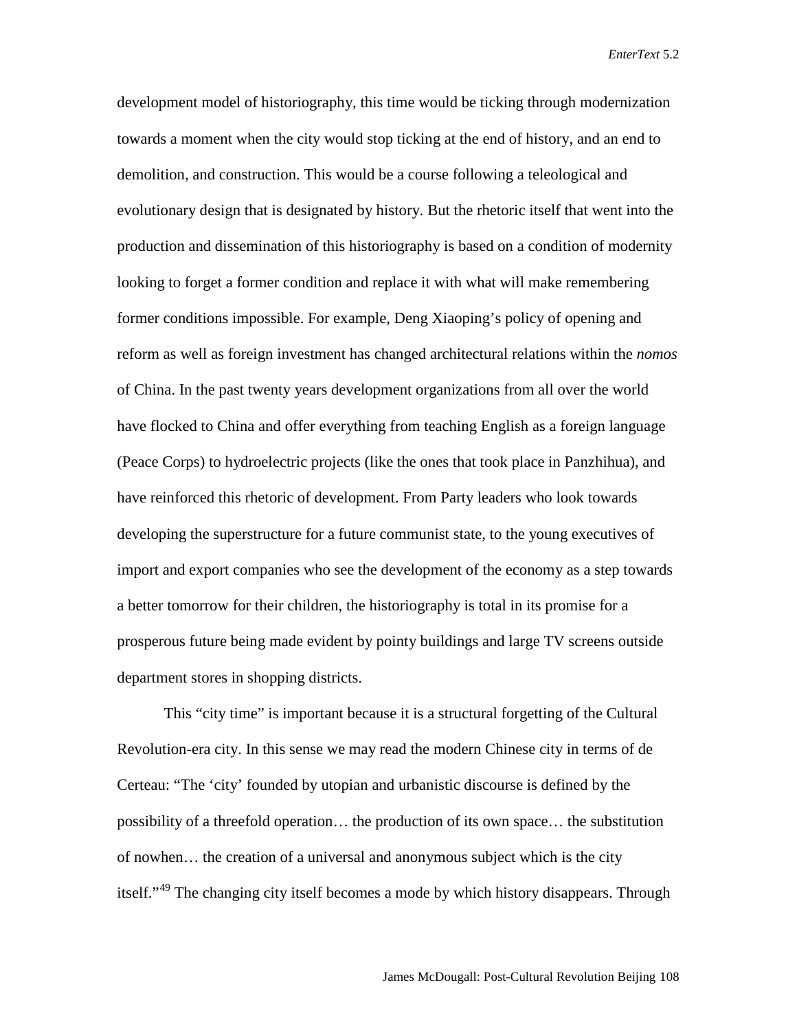development model of historiography, this time would be ticking through modernization towards a moment when the city would stop ticking at the end of history, and an end to demolition, and construction. This would be a course following a teleological and evolutionary design that is designated by history. But the rhetoric itself that went into the production and dissemination of this historiography is based on a condition of modernity looking to forget a former condition and replace it with what will make remembering former conditions impossible. For example, Deng Xiaoping's policy of opening and reform as well as foreign investment has changed architectural relations within the *nomos* of China. In the past twenty years development organizations from all over the world have flocked to China and offer everything from teaching English as a foreign language (Peace Corps) to hydroelectric projects (like the ones that took place in Panzhihua), and have reinforced this rhetoric of development. From Party leaders who look towards developing the superstructure for a future communist state, to the young executives of import and export companies who see the development of the economy as a step towards a better tomorrow for their children, the historiography is total in its promise for a prosperous future being made evident by pointy buildings and large TV screens outside department stores in shopping districts.

This "city time" is important because it is a structural forgetting of the Cultural Revolution-era city. In this sense we may read the modern Chinese city in terms of de Certeau: "The 'city' founded by utopian and urbanistic discourse is defined by the possibility of a threefold operation… the production of its own space… the substitution of nowhen… the creation of a universal and anonymous subject which is the city itself."[49] The changing city itself becomes a mode by which history disappears. Through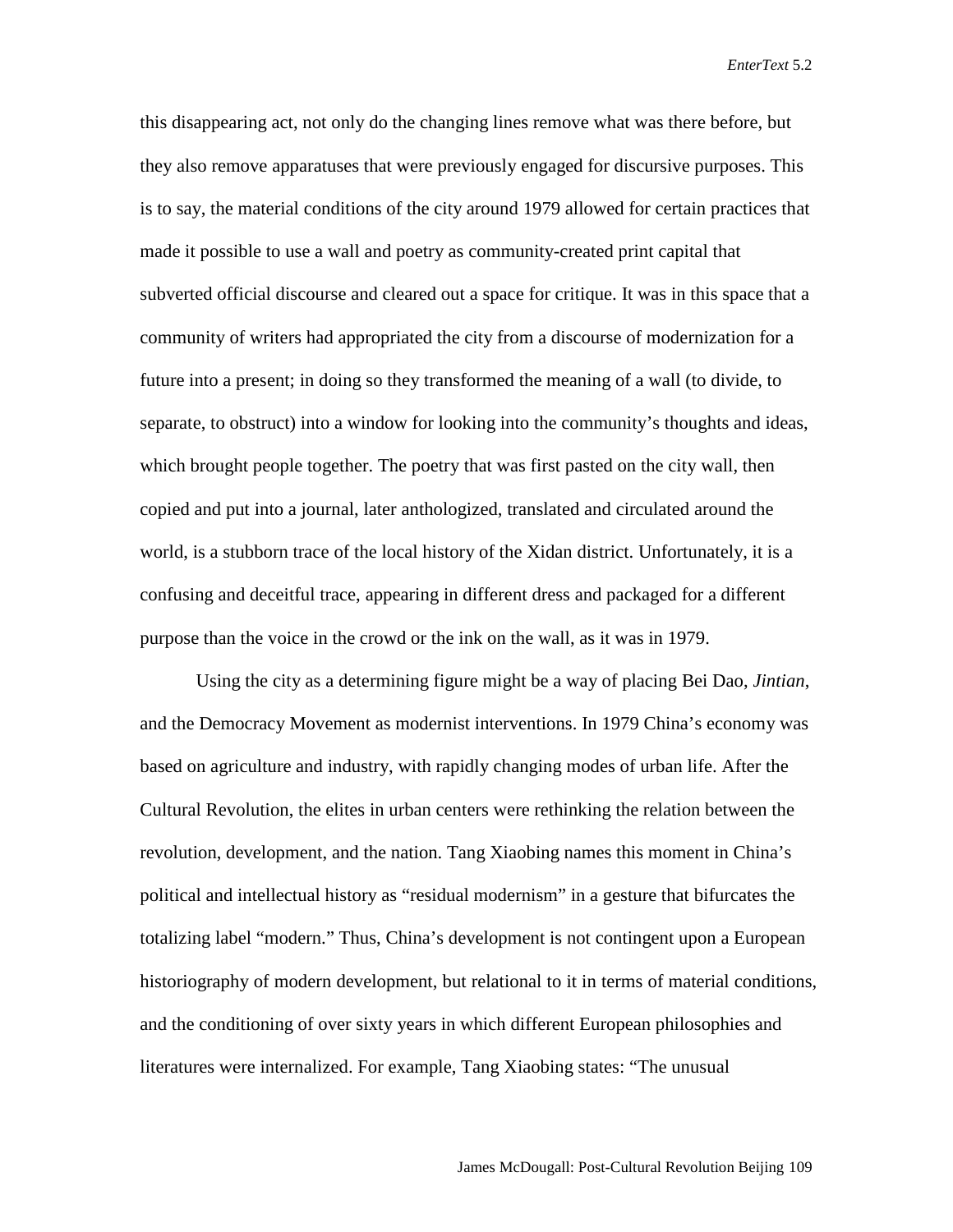this disappearing act, not only do the changing lines remove what was there before, but they also remove apparatuses that were previously engaged for discursive purposes. This is to say, the material conditions of the city around 1979 allowed for certain practices that made it possible to use a wall and poetry as community-created print capital that subverted official discourse and cleared out a space for critique. It was in this space that a community of writers had appropriated the city from a discourse of modernization for a future into a present; in doing so they transformed the meaning of a wall (to divide, to separate, to obstruct) into a window for looking into the community's thoughts and ideas, which brought people together. The poetry that was first pasted on the city wall, then copied and put into a journal, later anthologized, translated and circulated around the world, is a stubborn trace of the local history of the Xidan district. Unfortunately, it is a confusing and deceitful trace, appearing in different dress and packaged for a different purpose than the voice in the crowd or the ink on the wall, as it was in 1979.

Using the city as a determining figure might be a way of placing Bei Dao, *Jintian*, and the Democracy Movement as modernist interventions. In 1979 China's economy was based on agriculture and industry, with rapidly changing modes of urban life. After the Cultural Revolution, the elites in urban centers were rethinking the relation between the revolution, development, and the nation. Tang Xiaobing names this moment in China's political and intellectual history as "residual modernism" in a gesture that bifurcates the totalizing label "modern." Thus, China's development is not contingent upon a European historiography of modern development, but relational to it in terms of material conditions, and the conditioning of over sixty years in which different European philosophies and literatures were internalized. For example, Tang Xiaobing states: "The unusual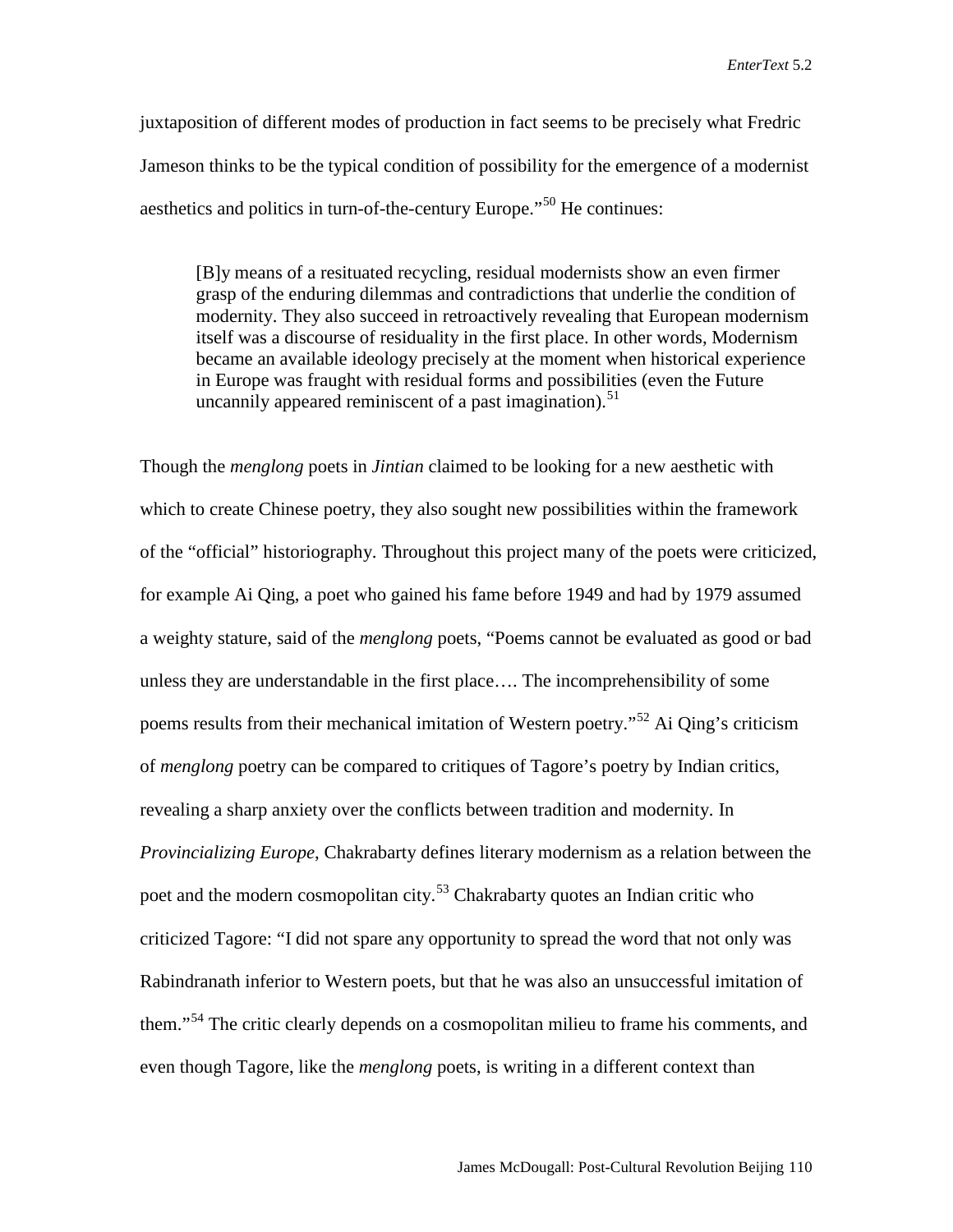juxtaposition of different modes of production in fact seems to be precisely what Fredric Jameson thinks to be the typical condition of possibility for the emergence of a modernist aesthetics and politics in turn-of-the-century Europe."[50] He continues:

> [B]y means of a resituated recycling, residual modernists show an even firmer grasp of the enduring dilemmas and contradictions that underlie the condition of modernity. They also succeed in retroactively revealing that European modernism itself was a discourse of residuality in the first place. In other words, Modernism became an available ideology precisely at the moment when historical experience in Europe was fraught with residual forms and possibilities (even the Future uncannily appeared reminiscent of a past imagination).[51]

Though the *menglong* poets in *Jintian* claimed to be looking for a new aesthetic with which to create Chinese poetry, they also sought new possibilities within the framework of the "official" historiography. Throughout this project many of the poets were criticized, for example Ai Qing, a poet who gained his fame before 1949 and had by 1979 assumed a weighty stature, said of the *menglong* poets, "Poems cannot be evaluated as good or bad unless they are understandable in the first place…. The incomprehensibility of some poems results from their mechanical imitation of Western poetry."[52] Ai Qing's criticism of *menglong* poetry can be compared to critiques of Tagore's poetry by Indian critics, revealing a sharp anxiety over the conflicts between tradition and modernity. In *Provincializing Europe*, Chakrabarty defines literary modernism as a relation between the poet and the modern cosmopolitan city.[53] Chakrabarty quotes an Indian critic who criticized Tagore: "I did not spare any opportunity to spread the word that not only was Rabindranath inferior to Western poets, but that he was also an unsuccessful imitation of them."[54] The critic clearly depends on a cosmopolitan milieu to frame his comments, and even though Tagore, like the *menglong* poets, is writing in a different context than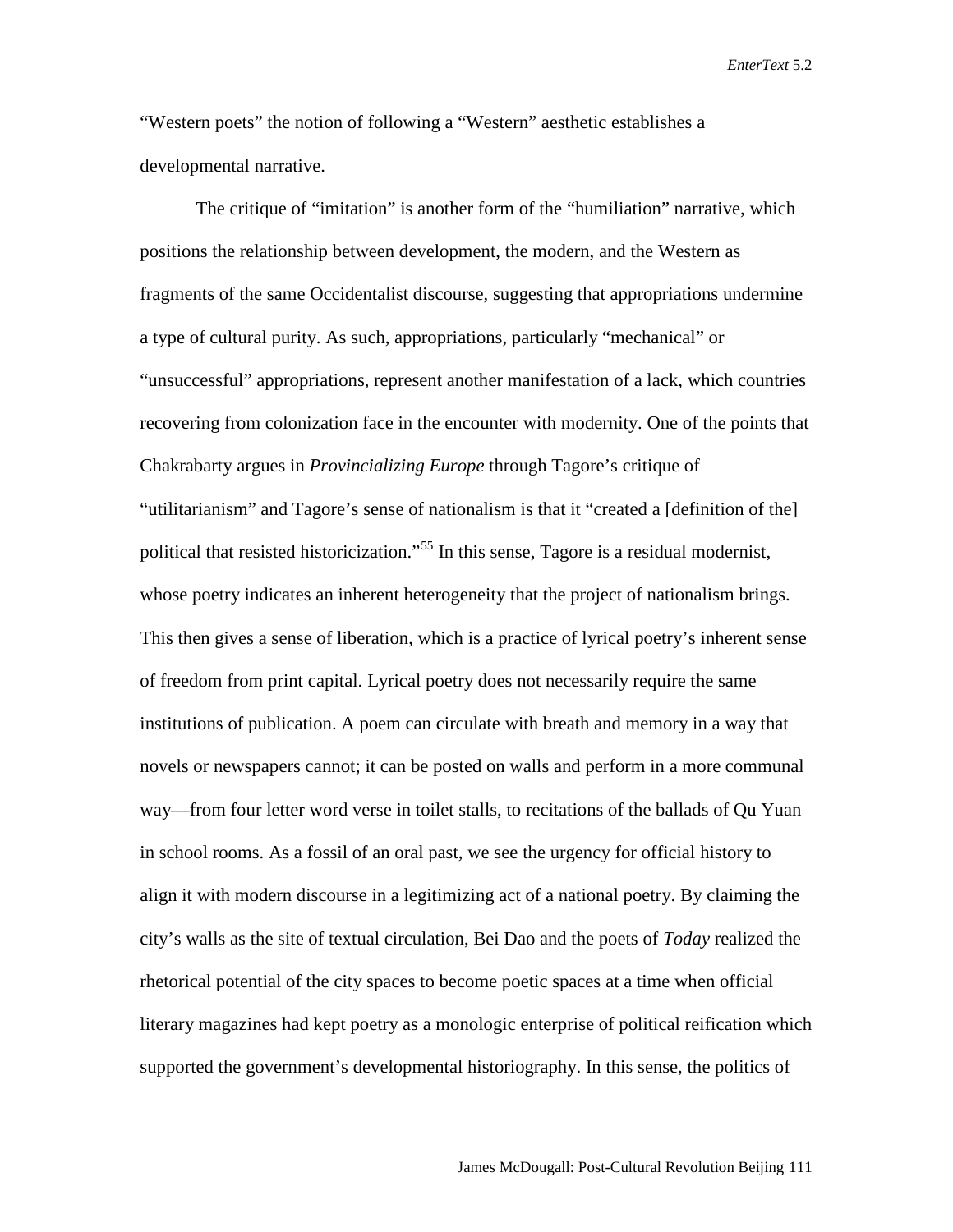"Western poets" the notion of following a "Western" aesthetic establishes a developmental narrative.

The critique of "imitation" is another form of the "humiliation" narrative, which positions the relationship between development, the modern, and the Western as fragments of the same Occidentalist discourse, suggesting that appropriations undermine a type of cultural purity. As such, appropriations, particularly "mechanical" or "unsuccessful" appropriations, represent another manifestation of a lack, which countries recovering from colonization face in the encounter with modernity. One of the points that Chakrabarty argues in *Provincializing Europe* through Tagore's critique of "utilitarianism" and Tagore's sense of nationalism is that it "created a [definition of the] political that resisted historicization."[55] In this sense, Tagore is a residual modernist, whose poetry indicates an inherent heterogeneity that the project of nationalism brings. This then gives a sense of liberation, which is a practice of lyrical poetry's inherent sense of freedom from print capital. Lyrical poetry does not necessarily require the same institutions of publication. A poem can circulate with breath and memory in a way that novels or newspapers cannot; it can be posted on walls and perform in a more communal way—from four letter word verse in toilet stalls, to recitations of the ballads of Qu Yuan in school rooms. As a fossil of an oral past, we see the urgency for official history to align it with modern discourse in a legitimizing act of a national poetry. By claiming the city's walls as the site of textual circulation, Bei Dao and the poets of *Today* realized the rhetorical potential of the city spaces to become poetic spaces at a time when official literary magazines had kept poetry as a monologic enterprise of political reification which supported the government's developmental historiography. In this sense, the politics of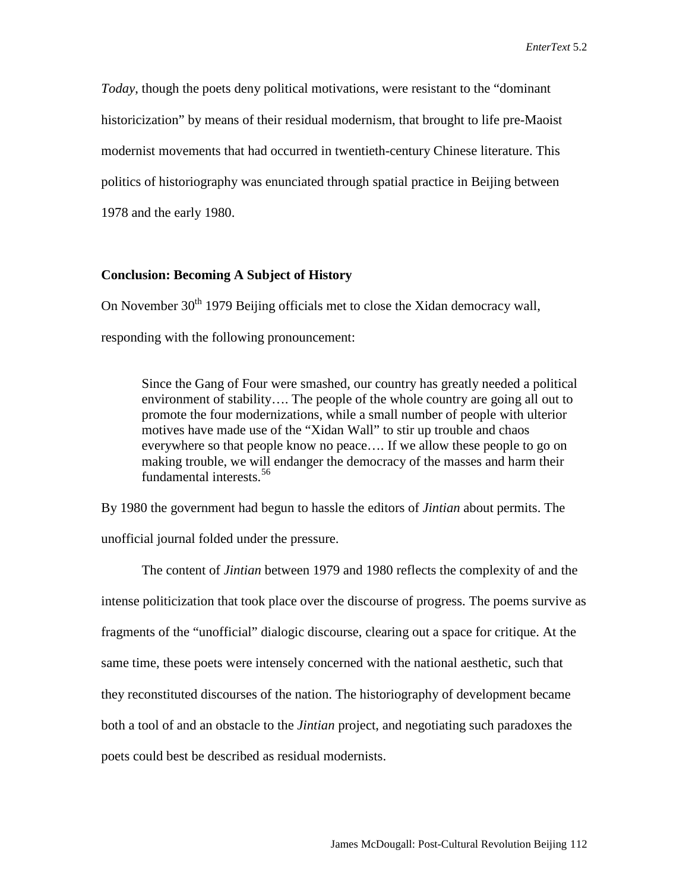*Today*, though the poets deny political motivations, were resistant to the "dominant historicization" by means of their residual modernism, that brought to life pre-Maoist modernist movements that had occurred in twentieth-century Chinese literature. This politics of historiography was enunciated through spatial practice in Beijing between 1978 and the early 1980.

### Conclusion: Becoming A Subject of History

On November 30th 1979 Beijing officials met to close the Xidan democracy wall, responding with the following pronouncement:

> Since the Gang of Four were smashed, our country has greatly needed a political environment of stability…. The people of the whole country are going all out to promote the four modernizations, while a small number of people with ulterior motives have made use of the "Xidan Wall" to stir up trouble and chaos everywhere so that people know no peace…. If we allow these people to go on making trouble, we will endanger the democracy of the masses and harm their fundamental interests.[56]

By 1980 the government had begun to hassle the editors of *Jintian* about permits. The unofficial journal folded under the pressure.

The content of *Jintian* between 1979 and 1980 reflects the complexity of and the intense politicization that took place over the discourse of progress. The poems survive as fragments of the "unofficial" dialogic discourse, clearing out a space for critique. At the same time, these poets were intensely concerned with the national aesthetic, such that they reconstituted discourses of the nation. The historiography of development became both a tool of and an obstacle to the *Jintian* project, and negotiating such paradoxes the poets could best be described as residual modernists.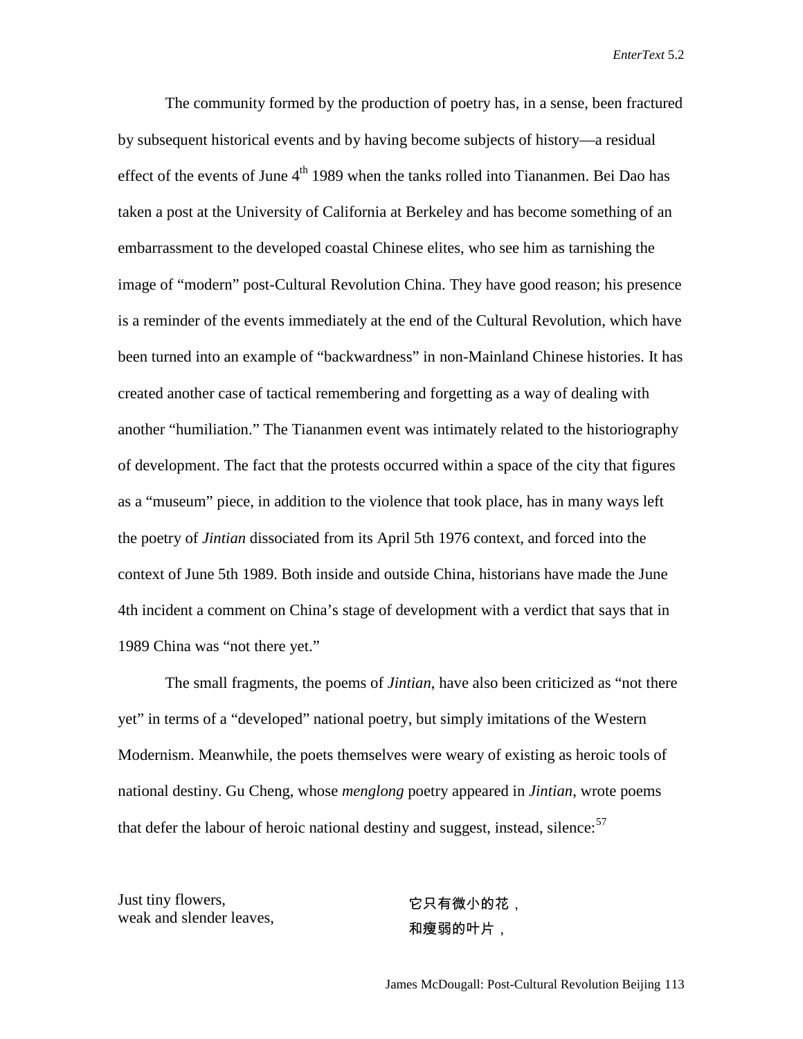The community formed by the production of poetry has, in a sense, been fractured by subsequent historical events and by having become subjects of history—a residual effect of the events of June 4th 1989 when the tanks rolled into Tiananmen. Bei Dao has taken a post at the University of California at Berkeley and has become something of an embarrassment to the developed coastal Chinese elites, who see him as tarnishing the image of "modern" post-Cultural Revolution China. They have good reason; his presence is a reminder of the events immediately at the end of the Cultural Revolution, which have been turned into an example of "backwardness" in non-Mainland Chinese histories. It has created another case of tactical remembering and forgetting as a way of dealing with another "humiliation." The Tiananmen event was intimately related to the historiography of development. The fact that the protests occurred within a space of the city that figures as a "museum" piece, in addition to the violence that took place, has in many ways left the poetry of *Jintian* dissociated from its April 5th 1976 context, and forced into the context of June 5th 1989. Both inside and outside China, historians have made the June 4th incident a comment on China's stage of development with a verdict that says that in 1989 China was "not there yet."

The small fragments, the poems of *Jintian*, have also been criticized as "not there yet" in terms of a "developed" national poetry, but simply imitations of the Western Modernism. Meanwhile, the poets themselves were weary of existing as heroic tools of national destiny. Gu Cheng, whose *menglong* poetry appeared in *Jintian*, wrote poems that defer the labour of heroic national destiny and suggest, instead, silence:[57]

Just tiny flowers,
weak and slender leaves,

它只有微小的花，
和瘦弱的叶片，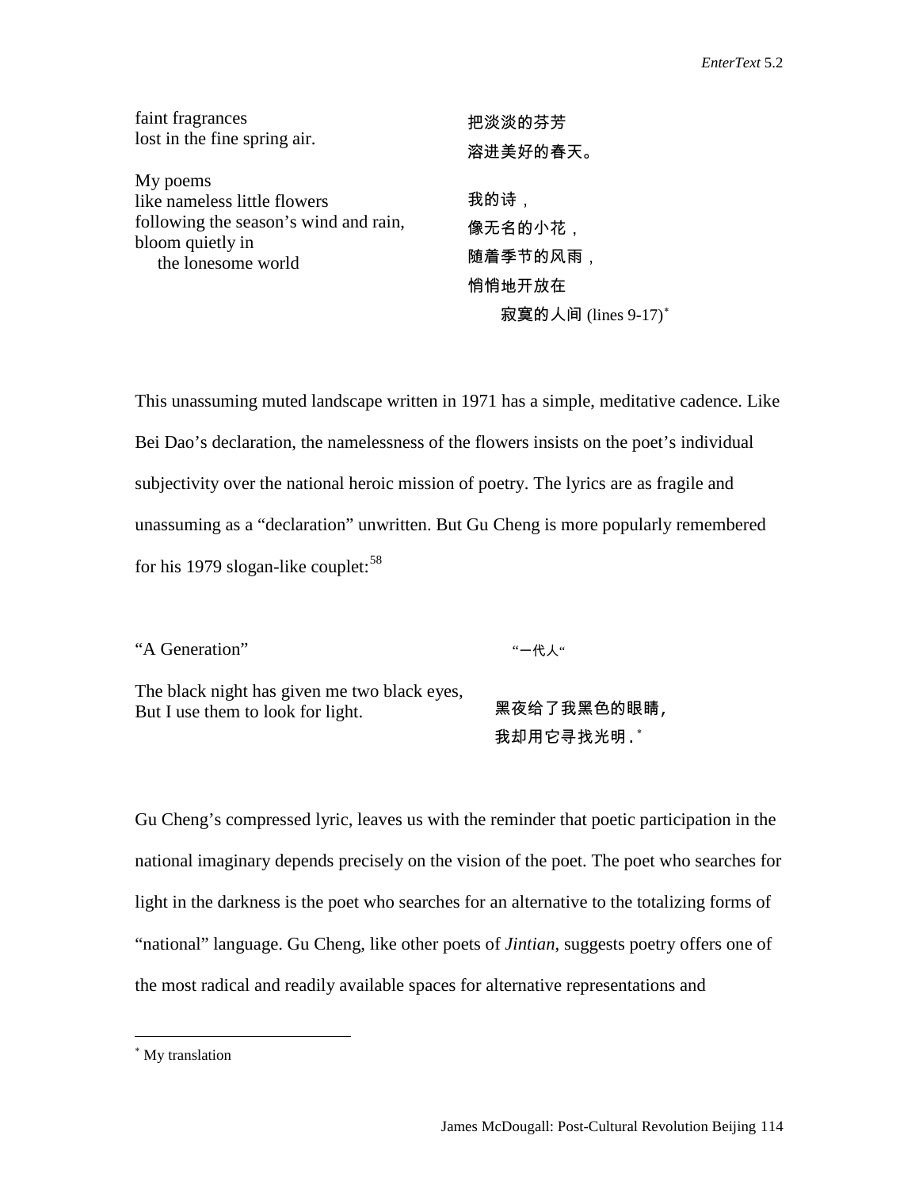faint fragrances
lost in the fine spring air.

把淡淡的芬芳
溶进美好的春天。

My poems
like nameless little flowers
following the season's wind and rain,
bloom quietly in
the lonesome world

我的诗，
像无名的小花，
随着季节的风雨，
悄悄地开放在
寂寞的人间 (lines 9-17)*

This unassuming muted landscape written in 1971 has a simple, meditative cadence. Like Bei Dao's declaration, the namelessness of the flowers insists on the poet's individual subjectivity over the national heroic mission of poetry. The lyrics are as fragile and unassuming as a "declaration" unwritten. But Gu Cheng is more popularly remembered for his 1979 slogan-like couplet:[58]

"A Generation"

"一代人"

The black night has given me two black eyes,
But I use them to look for light.

黑夜给了我黑色的眼睛,
我却用它寻找光明.*

Gu Cheng's compressed lyric, leaves us with the reminder that poetic participation in the national imaginary depends precisely on the vision of the poet. The poet who searches for light in the darkness is the poet who searches for an alternative to the totalizing forms of "national" language. Gu Cheng, like other poets of *Jintian*, suggests poetry offers one of the most radical and readily available spaces for alternative representations and

---

* My translation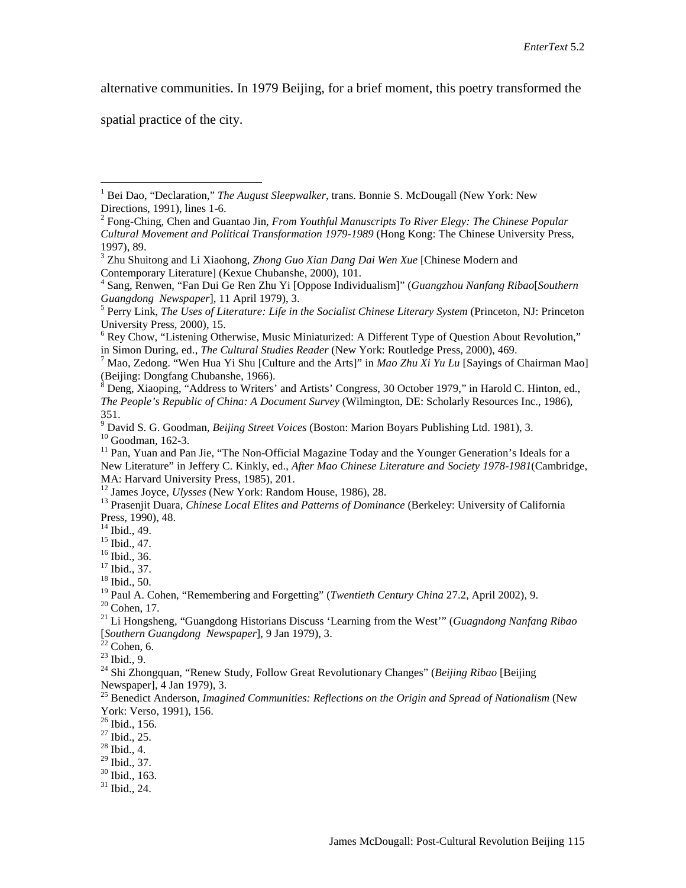alternative communities. In 1979 Beijing, for a brief moment, this poetry transformed the spatial practice of the city.

---

[1] Bei Dao, "Declaration," *The August Sleepwalker*, trans. Bonnie S. McDougall (New York: New Directions, 1991), lines 1-6.

[2] Fong-Ching, Chen and Guantao Jin, *From Youthful Manuscripts To River Elegy: The Chinese Popular Cultural Movement and Political Transformation 1979-1989* (Hong Kong: The Chinese University Press, 1997), 89.

[3] Zhu Shuitong and Li Xiaohong, *Zhong Guo Xian Dang Dai Wen Xue* [Chinese Modern and Contemporary Literature] (Kexue Chubanshe, 2000), 101.

[4] Sang, Renwen, "Fan Dui Ge Ren Zhu Yi [Oppose Individualism]" (*Guangzhou Nanfang Ribao*[*Southern Guangdong Newspaper*], 11 April 1979), 3.

[5] Perry Link, *The Uses of Literature: Life in the Socialist Chinese Literary System* (Princeton, NJ: Princeton University Press, 2000), 15.

[6] Rey Chow, "Listening Otherwise, Music Miniaturized: A Different Type of Question About Revolution," in Simon During, ed., *The Cultural Studies Reader* (New York: Routledge Press, 2000), 469.

[7] Mao, Zedong. "Wen Hua Yi Shu [Culture and the Arts]" in *Mao Zhu Xi Yu Lu* [Sayings of Chairman Mao] (Beijing: Dongfang Chubanshe, 1966).

[8] Deng, Xiaoping, "Address to Writers' and Artists' Congress, 30 October 1979," in Harold C. Hinton, ed., *The People's Republic of China: A Document Survey* (Wilmington, DE: Scholarly Resources Inc., 1986), 351.

[9] David S. G. Goodman, *Beijing Street Voices* (Boston: Marion Boyars Publishing Ltd. 1981), 3.

[10] Goodman, 162-3.

[11] Pan, Yuan and Pan Jie, "The Non-Official Magazine Today and the Younger Generation's Ideals for a New Literature" in Jeffery C. Kinkly, ed., *After Mao Chinese Literature and Society 1978-1981*(Cambridge, MA: Harvard University Press, 1985), 201.

[12] James Joyce, *Ulysses* (New York: Random House, 1986), 28.

[13] Prasenjit Duara, *Chinese Local Elites and Patterns of Dominance* (Berkeley: University of California Press, 1990), 48.

[14] Ibid., 49.

[15] Ibid., 47.

[16] Ibid., 36.

[17] Ibid., 37.

[18] Ibid., 50.

[19] Paul A. Cohen, "Remembering and Forgetting" (*Twentieth Century China* 27.2, April 2002), 9.

[20] Cohen, 17.

[21] Li Hongsheng, "Guangdong Historians Discuss 'Learning from the West'" (*Guagndong Nanfang Ribao* [*Southern Guangdong Newspaper*], 9 Jan 1979), 3.

[22] Cohen, 6.

[23] Ibid., 9.

[24] Shi Zhongquan, "Renew Study, Follow Great Revolutionary Changes" (*Beijing Ribao* [Beijing Newspaper], 4 Jan 1979), 3.

[25] Benedict Anderson, *Imagined Communities: Reflections on the Origin and Spread of Nationalism* (New York: Verso, 1991), 156.

[26] Ibid., 156.

[27] Ibid., 25.

[28] Ibid., 4.

[29] Ibid., 37.

[30] Ibid., 163.

[31] Ibid., 24.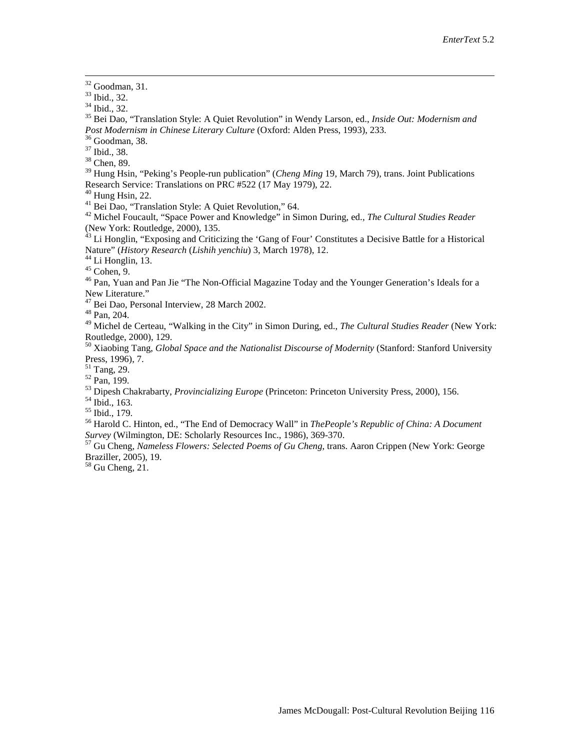[32] Goodman, 31.
[33] Ibid., 32.
[34] Ibid., 32.
[35] Bei Dao, "Translation Style: A Quiet Revolution" in Wendy Larson, ed., *Inside Out: Modernism and Post Modernism in Chinese Literary Culture* (Oxford: Alden Press, 1993), 233.
[36] Goodman, 38.
[37] Ibid., 38.
[38] Chen, 89.
[39] Hung Hsin, "Peking's People-run publication" (*Cheng Ming* 19, March 79), trans. Joint Publications Research Service: Translations on PRC #522 (17 May 1979), 22.
[40] Hung Hsin, 22.
[41] Bei Dao, "Translation Style: A Quiet Revolution," 64.
[42] Michel Foucault, "Space Power and Knowledge" in Simon During, ed., *The Cultural Studies Reader* (New York: Routledge, 2000), 135.
[43] Li Honglin, "Exposing and Criticizing the 'Gang of Four' Constitutes a Decisive Battle for a Historical Nature" (*History Research* (*Lishih yenchiu*) 3, March 1978), 12.
[44] Li Honglin, 13.
[45] Cohen, 9.
[46] Pan, Yuan and Pan Jie "The Non-Official Magazine Today and the Younger Generation's Ideals for a New Literature."
[47] Bei Dao, Personal Interview, 28 March 2002.
[48] Pan, 204.
[49] Michel de Certeau, "Walking in the City" in Simon During, ed., *The Cultural Studies Reader* (New York: Routledge, 2000), 129.
[50] Xiaobing Tang, *Global Space and the Nationalist Discourse of Modernity* (Stanford: Stanford University Press, 1996), 7.
[51] Tang, 29.
[52] Pan, 199.
[53] Dipesh Chakrabarty, *Provincializing Europe* (Princeton: Princeton University Press, 2000), 156.
[54] Ibid., 163.
[55] Ibid., 179.
[56] Harold C. Hinton, ed., "The End of Democracy Wall" in *ThePeople's Republic of China: A Document Survey* (Wilmington, DE: Scholarly Resources Inc., 1986), 369-370.
[57] Gu Cheng, *Nameless Flowers: Selected Poems of Gu Cheng*, trans. Aaron Crippen (New York: George Braziller, 2005), 19.
[58] Gu Cheng, 21.